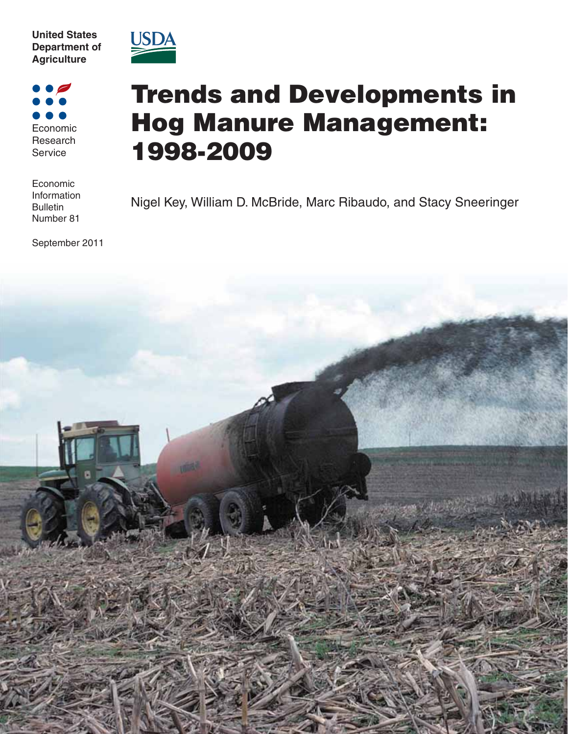United States Department of Agriculture

Economic Research Service

Economic Information Bulletin Number 81

September 2011

# Trends and Developments in Hog Manure Management: 1998-2009

Nigel Key, William D. McBride, Marc Ribaudo, and Stacy Sneeringer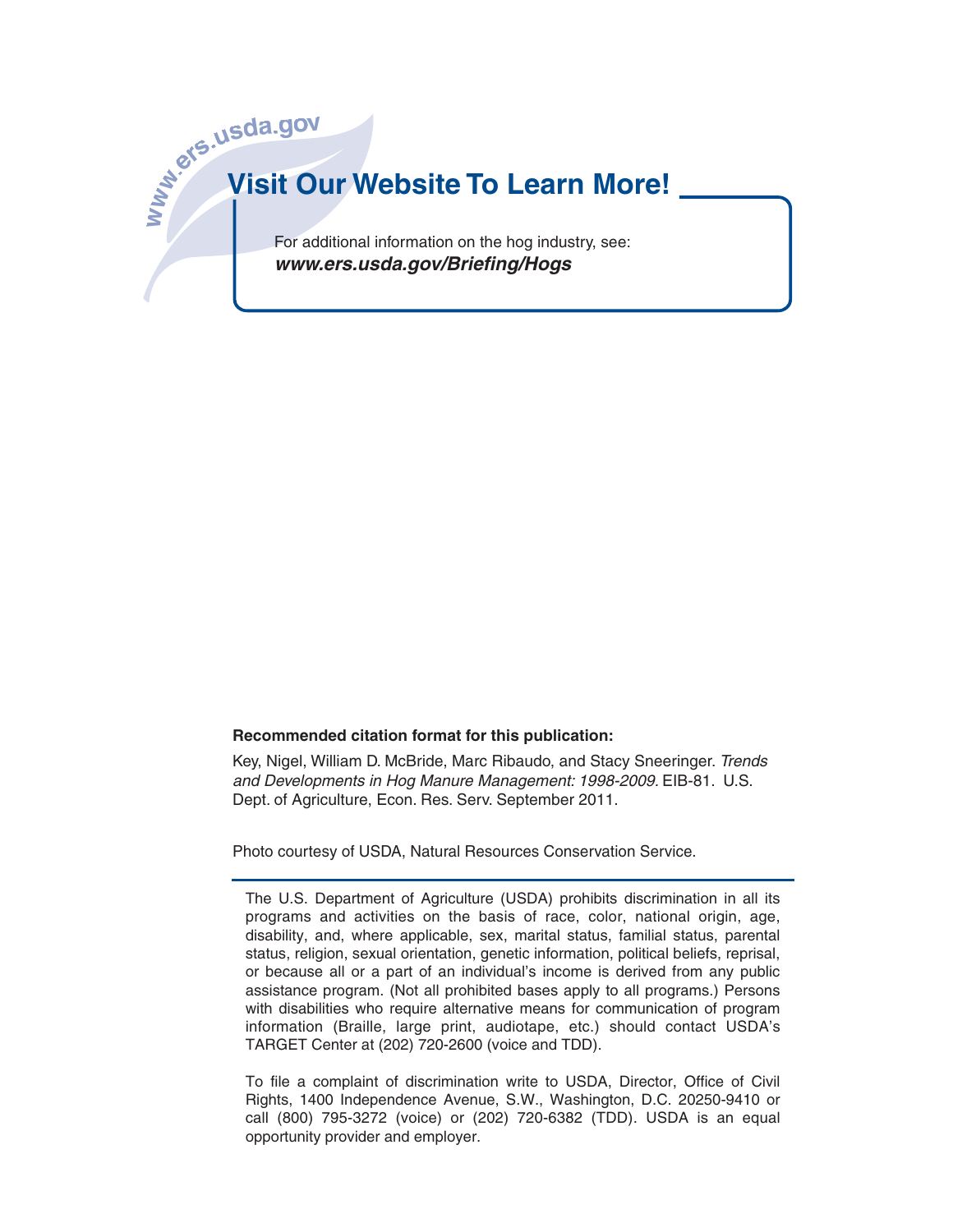www.ers.usda.gov

## Visit Our Website To Learn More!

For additional information on the hog industry, see:
***www.ers.usda.gov/Briefing/Hogs***

**Recommended citation format for this publication:**

Key, Nigel, William D. McBride, Marc Ribaudo, and Stacy Sneeringer. *Trends and Developments in Hog Manure Management: 1998-2009.* EIB-81. U.S. Dept. of Agriculture, Econ. Res. Serv. September 2011.

Photo courtesy of USDA, Natural Resources Conservation Service.

The U.S. Department of Agriculture (USDA) prohibits discrimination in all its programs and activities on the basis of race, color, national origin, age, disability, and, where applicable, sex, marital status, familial status, parental status, religion, sexual orientation, genetic information, political beliefs, reprisal, or because all or a part of an individual's income is derived from any public assistance program. (Not all prohibited bases apply to all programs.) Persons with disabilities who require alternative means for communication of program information (Braille, large print, audiotape, etc.) should contact USDA's TARGET Center at (202) 720-2600 (voice and TDD).

To file a complaint of discrimination write to USDA, Director, Office of Civil Rights, 1400 Independence Avenue, S.W., Washington, D.C. 20250-9410 or call (800) 795-3272 (voice) or (202) 720-6382 (TDD). USDA is an equal opportunity provider and employer.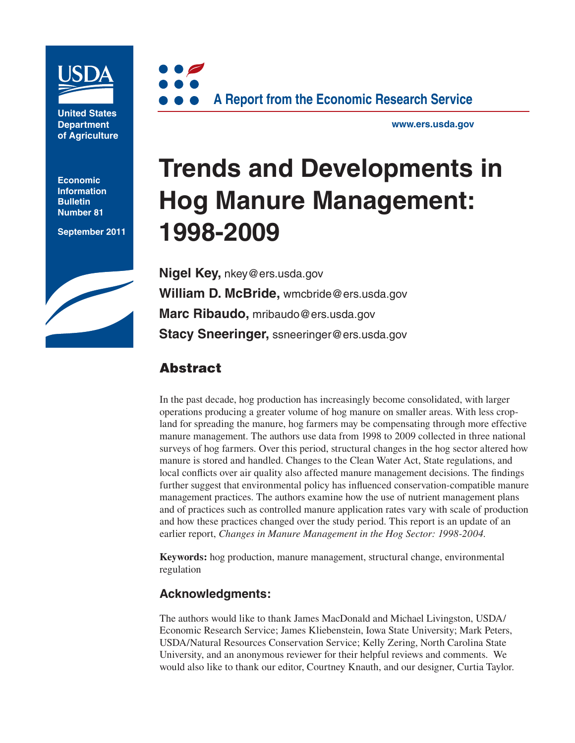United States Department of Agriculture

Economic Information Bulletin Number 81

September 2011

A Report from the Economic Research Service

www.ers.usda.gov

# Trends and Developments in Hog Manure Management: 1998-2009

**Nigel Key,** nkey@ers.usda.gov

**William D. McBride,** wmcbride@ers.usda.gov

**Marc Ribaudo,** mribaudo@ers.usda.gov

**Stacy Sneeringer,** ssneeringer@ers.usda.gov

## Abstract

In the past decade, hog production has increasingly become consolidated, with larger operations producing a greater volume of hog manure on smaller areas. With less cropland for spreading the manure, hog farmers may be compensating through more effective manure management. The authors use data from 1998 to 2009 collected in three national surveys of hog farmers. Over this period, structural changes in the hog sector altered how manure is stored and handled. Changes to the Clean Water Act, State regulations, and local conflicts over air quality also affected manure management decisions. The findings further suggest that environmental policy has influenced conservation-compatible manure management practices. The authors examine how the use of nutrient management plans and of practices such as controlled manure application rates vary with scale of production and how these practices changed over the study period. This report is an update of an earlier report, *Changes in Manure Management in the Hog Sector: 1998-2004*.

**Keywords:** hog production, manure management, structural change, environmental regulation

## Acknowledgments:

The authors would like to thank James MacDonald and Michael Livingston, USDA/Economic Research Service; James Kliebenstein, Iowa State University; Mark Peters, USDA/Natural Resources Conservation Service; Kelly Zering, North Carolina State University, and an anonymous reviewer for their helpful reviews and comments. We would also like to thank our editor, Courtney Knauth, and our designer, Curtia Taylor.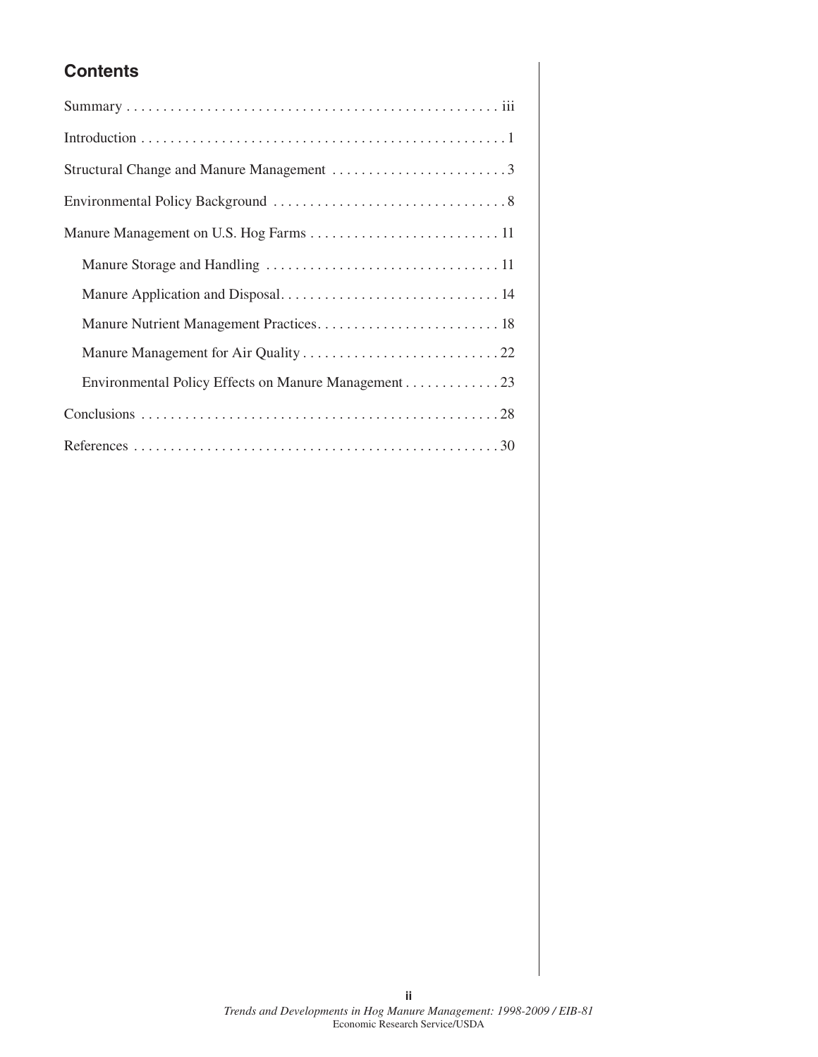## Contents

Summary . . . . . . . . . . . . . . . . . . . . . . . . . . . . . . . . . . . . . . . . . . . . . . . . . . iii

Introduction . . . . . . . . . . . . . . . . . . . . . . . . . . . . . . . . . . . . . . . . . . . . . . . . . 1

Structural Change and Manure Management . . . . . . . . . . . . . . . . . . . . . . . . 3

Environmental Policy Background . . . . . . . . . . . . . . . . . . . . . . . . . . . . . . . . 8

Manure Management on U.S. Hog Farms . . . . . . . . . . . . . . . . . . . . . . . . . . 11

- Manure Storage and Handling . . . . . . . . . . . . . . . . . . . . . . . . . . . . . . . . 11
- Manure Application and Disposal. . . . . . . . . . . . . . . . . . . . . . . . . . . . . . 14
- Manure Nutrient Management Practices. . . . . . . . . . . . . . . . . . . . . . . . . 18
- Manure Management for Air Quality . . . . . . . . . . . . . . . . . . . . . . . . . . . 22
- Environmental Policy Effects on Manure Management . . . . . . . . . . . . . 23

Conclusions . . . . . . . . . . . . . . . . . . . . . . . . . . . . . . . . . . . . . . . . . . . . . . . . 28

References . . . . . . . . . . . . . . . . . . . . . . . . . . . . . . . . . . . . . . . . . . . . . . . . . 30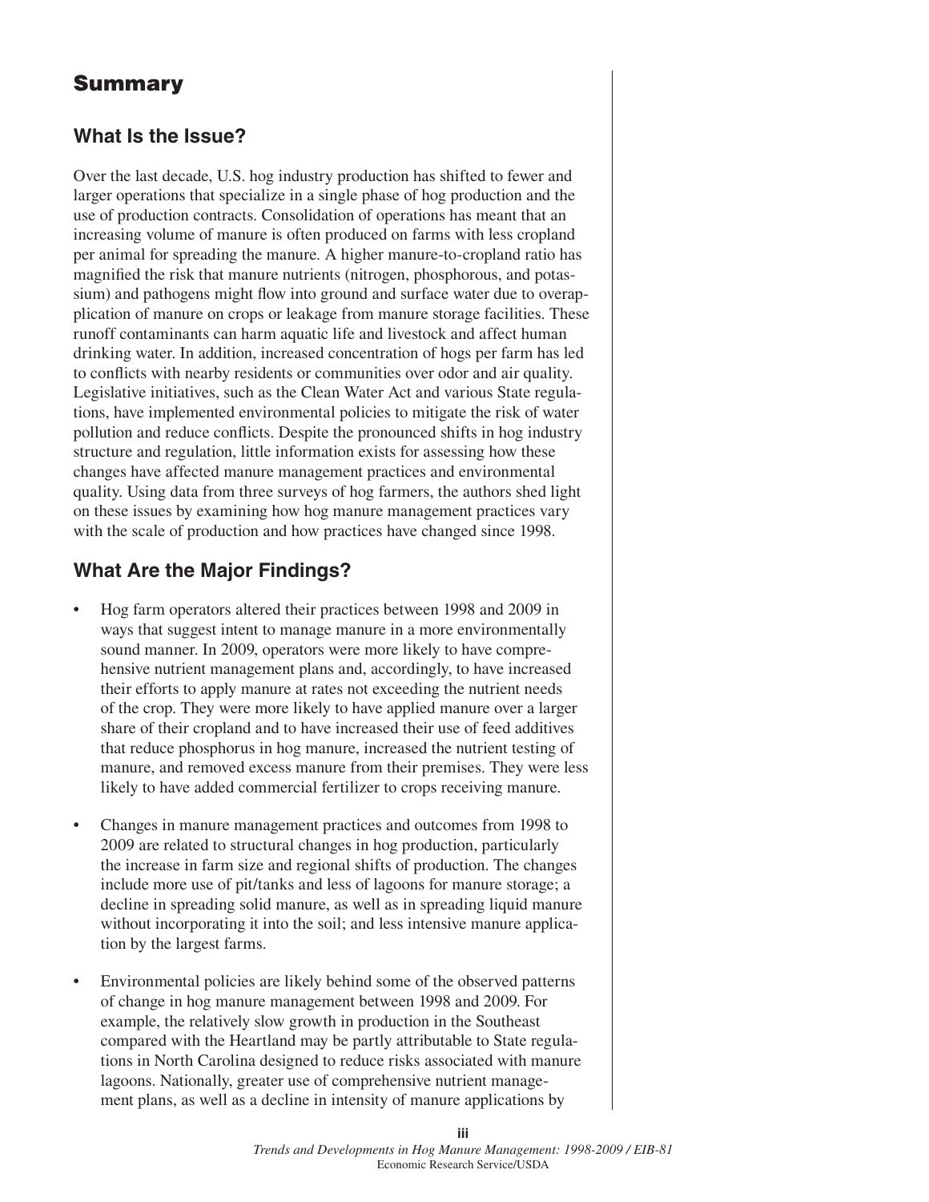# Summary

## What Is the Issue?

Over the last decade, U.S. hog industry production has shifted to fewer and larger operations that specialize in a single phase of hog production and the use of production contracts. Consolidation of operations has meant that an increasing volume of manure is often produced on farms with less cropland per animal for spreading the manure. A higher manure-to-cropland ratio has magnified the risk that manure nutrients (nitrogen, phosphorous, and potassium) and pathogens might flow into ground and surface water due to overapplication of manure on crops or leakage from manure storage facilities. These runoff contaminants can harm aquatic life and livestock and affect human drinking water. In addition, increased concentration of hogs per farm has led to conflicts with nearby residents or communities over odor and air quality. Legislative initiatives, such as the Clean Water Act and various State regulations, have implemented environmental policies to mitigate the risk of water pollution and reduce conflicts. Despite the pronounced shifts in hog industry structure and regulation, little information exists for assessing how these changes have affected manure management practices and environmental quality. Using data from three surveys of hog farmers, the authors shed light on these issues by examining how hog manure management practices vary with the scale of production and how practices have changed since 1998.

## What Are the Major Findings?

- Hog farm operators altered their practices between 1998 and 2009 in ways that suggest intent to manage manure in a more environmentally sound manner. In 2009, operators were more likely to have comprehensive nutrient management plans and, accordingly, to have increased their efforts to apply manure at rates not exceeding the nutrient needs of the crop. They were more likely to have applied manure over a larger share of their cropland and to have increased their use of feed additives that reduce phosphorus in hog manure, increased the nutrient testing of manure, and removed excess manure from their premises. They were less likely to have added commercial fertilizer to crops receiving manure.

- Changes in manure management practices and outcomes from 1998 to 2009 are related to structural changes in hog production, particularly the increase in farm size and regional shifts of production. The changes include more use of pit/tanks and less of lagoons for manure storage; a decline in spreading solid manure, as well as in spreading liquid manure without incorporating it into the soil; and less intensive manure application by the largest farms.

- Environmental policies are likely behind some of the observed patterns of change in hog manure management between 1998 and 2009. For example, the relatively slow growth in production in the Southeast compared with the Heartland may be partly attributable to State regulations in North Carolina designed to reduce risks associated with manure lagoons. Nationally, greater use of comprehensive nutrient management plans, as well as a decline in intensity of manure applications by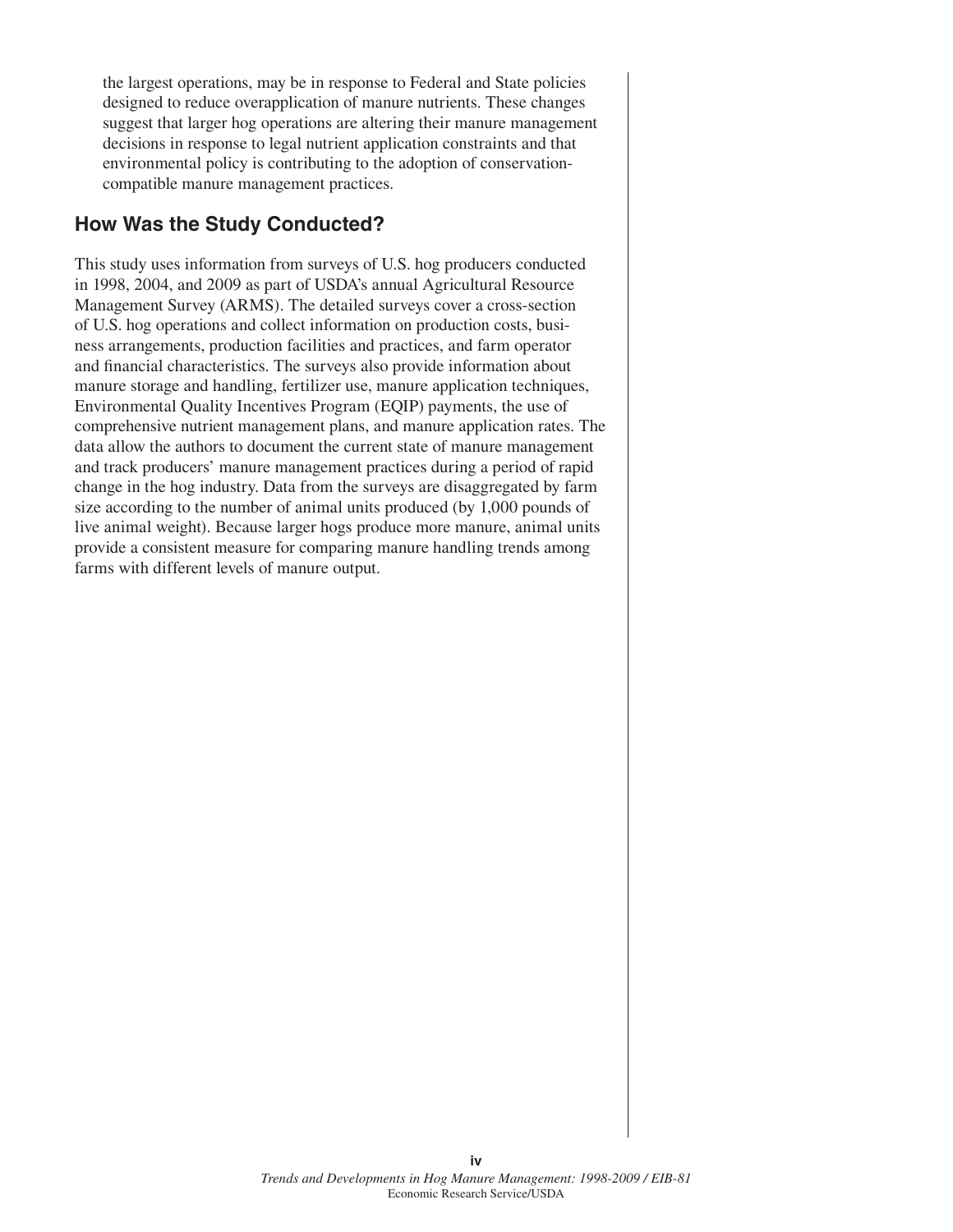the largest operations, may be in response to Federal and State policies designed to reduce overapplication of manure nutrients. These changes suggest that larger hog operations are altering their manure management decisions in response to legal nutrient application constraints and that environmental policy is contributing to the adoption of conservation-compatible manure management practices.

## How Was the Study Conducted?

This study uses information from surveys of U.S. hog producers conducted in 1998, 2004, and 2009 as part of USDA's annual Agricultural Resource Management Survey (ARMS). The detailed surveys cover a cross-section of U.S. hog operations and collect information on production costs, business arrangements, production facilities and practices, and farm operator and financial characteristics. The surveys also provide information about manure storage and handling, fertilizer use, manure application techniques, Environmental Quality Incentives Program (EQIP) payments, the use of comprehensive nutrient management plans, and manure application rates. The data allow the authors to document the current state of manure management and track producers' manure management practices during a period of rapid change in the hog industry. Data from the surveys are disaggregated by farm size according to the number of animal units produced (by 1,000 pounds of live animal weight). Because larger hogs produce more manure, animal units provide a consistent measure for comparing manure handling trends among farms with different levels of manure output.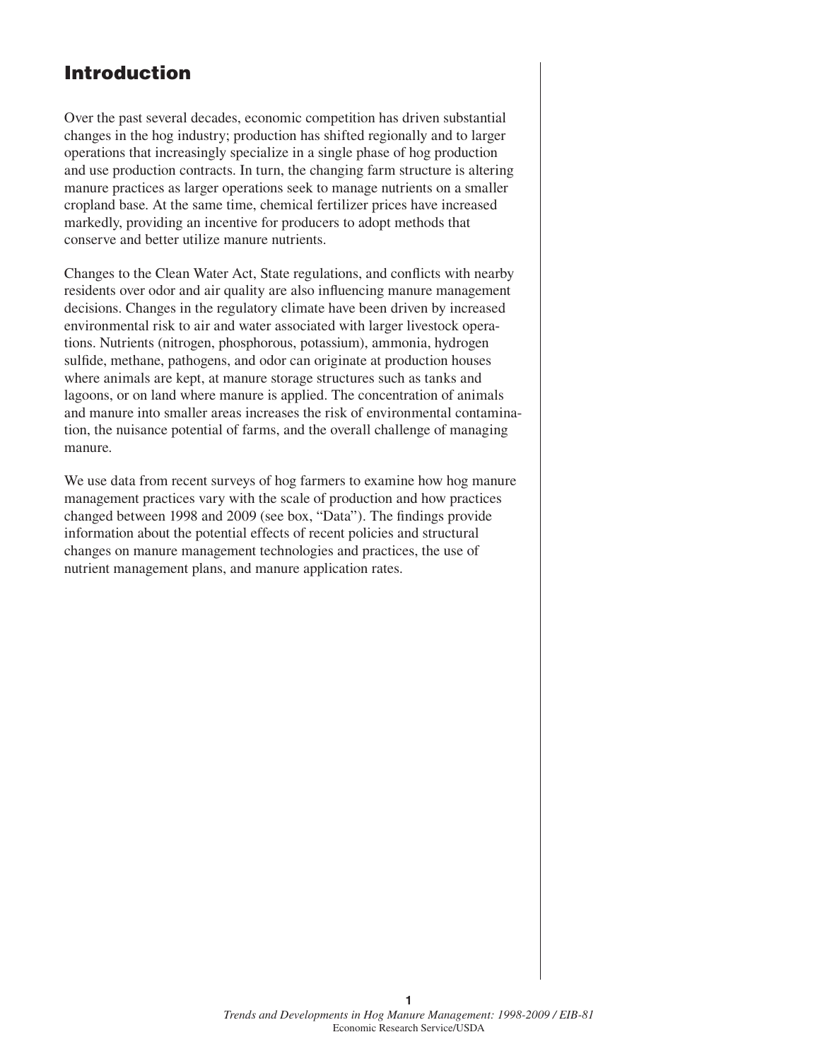# Introduction

Over the past several decades, economic competition has driven substantial changes in the hog industry; production has shifted regionally and to larger operations that increasingly specialize in a single phase of hog production and use production contracts. In turn, the changing farm structure is altering manure practices as larger operations seek to manage nutrients on a smaller cropland base. At the same time, chemical fertilizer prices have increased markedly, providing an incentive for producers to adopt methods that conserve and better utilize manure nutrients.

Changes to the Clean Water Act, State regulations, and conflicts with nearby residents over odor and air quality are also influencing manure management decisions. Changes in the regulatory climate have been driven by increased environmental risk to air and water associated with larger livestock operations. Nutrients (nitrogen, phosphorous, potassium), ammonia, hydrogen sulfide, methane, pathogens, and odor can originate at production houses where animals are kept, at manure storage structures such as tanks and lagoons, or on land where manure is applied. The concentration of animals and manure into smaller areas increases the risk of environmental contamination, the nuisance potential of farms, and the overall challenge of managing manure.

We use data from recent surveys of hog farmers to examine how hog manure management practices vary with the scale of production and how practices changed between 1998 and 2009 (see box, "Data"). The findings provide information about the potential effects of recent policies and structural changes on manure management technologies and practices, the use of nutrient management plans, and manure application rates.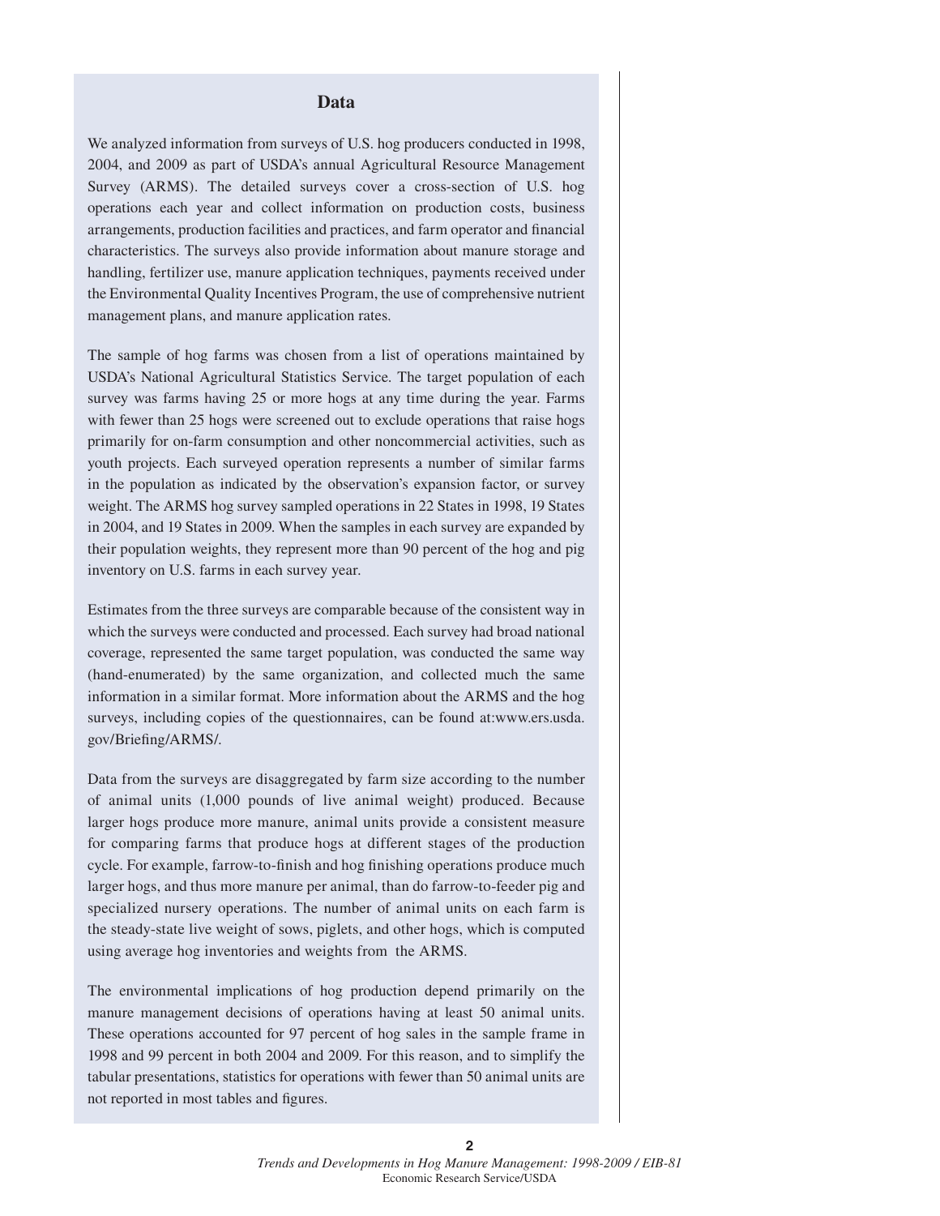## Data

We analyzed information from surveys of U.S. hog producers conducted in 1998, 2004, and 2009 as part of USDA's annual Agricultural Resource Management Survey (ARMS). The detailed surveys cover a cross-section of U.S. hog operations each year and collect information on production costs, business arrangements, production facilities and practices, and farm operator and financial characteristics. The surveys also provide information about manure storage and handling, fertilizer use, manure application techniques, payments received under the Environmental Quality Incentives Program, the use of comprehensive nutrient management plans, and manure application rates.

The sample of hog farms was chosen from a list of operations maintained by USDA's National Agricultural Statistics Service. The target population of each survey was farms having 25 or more hogs at any time during the year. Farms with fewer than 25 hogs were screened out to exclude operations that raise hogs primarily for on-farm consumption and other noncommercial activities, such as youth projects. Each surveyed operation represents a number of similar farms in the population as indicated by the observation's expansion factor, or survey weight. The ARMS hog survey sampled operations in 22 States in 1998, 19 States in 2004, and 19 States in 2009. When the samples in each survey are expanded by their population weights, they represent more than 90 percent of the hog and pig inventory on U.S. farms in each survey year.

Estimates from the three surveys are comparable because of the consistent way in which the surveys were conducted and processed. Each survey had broad national coverage, represented the same target population, was conducted the same way (hand-enumerated) by the same organization, and collected much the same information in a similar format. More information about the ARMS and the hog surveys, including copies of the questionnaires, can be found at:www.ers.usda.gov/Briefing/ARMS/.

Data from the surveys are disaggregated by farm size according to the number of animal units (1,000 pounds of live animal weight) produced. Because larger hogs produce more manure, animal units provide a consistent measure for comparing farms that produce hogs at different stages of the production cycle. For example, farrow-to-finish and hog finishing operations produce much larger hogs, and thus more manure per animal, than do farrow-to-feeder pig and specialized nursery operations. The number of animal units on each farm is the steady-state live weight of sows, piglets, and other hogs, which is computed using average hog inventories and weights from the ARMS.

The environmental implications of hog production depend primarily on the manure management decisions of operations having at least 50 animal units. These operations accounted for 97 percent of hog sales in the sample frame in 1998 and 99 percent in both 2004 and 2009. For this reason, and to simplify the tabular presentations, statistics for operations with fewer than 50 animal units are not reported in most tables and figures.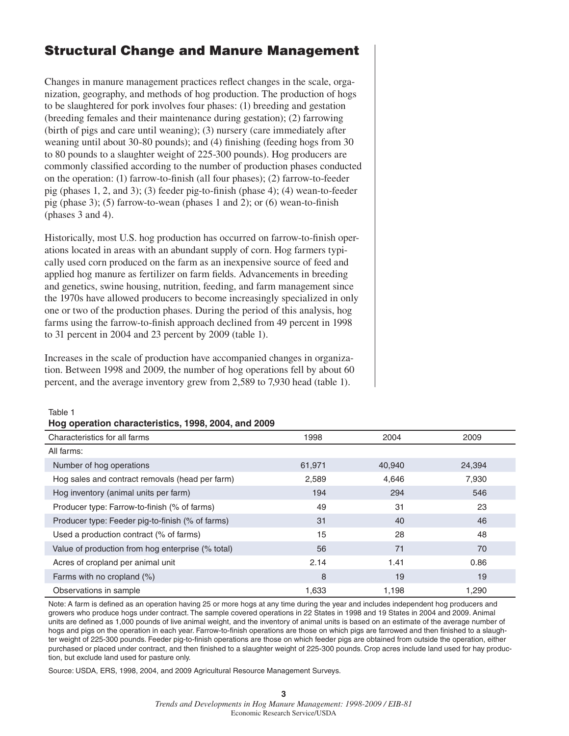## Structural Change and Manure Management

Changes in manure management practices reflect changes in the scale, organization, geography, and methods of hog production. The production of hogs to be slaughtered for pork involves four phases: (1) breeding and gestation (breeding females and their maintenance during gestation); (2) farrowing (birth of pigs and care until weaning); (3) nursery (care immediately after weaning until about 30-80 pounds); and (4) finishing (feeding hogs from 30 to 80 pounds to a slaughter weight of 225-300 pounds). Hog producers are commonly classified according to the number of production phases conducted on the operation: (1) farrow-to-finish (all four phases); (2) farrow-to-feeder pig (phases 1, 2, and 3); (3) feeder pig-to-finish (phase 4); (4) wean-to-feeder pig (phase 3); (5) farrow-to-wean (phases 1 and 2); or (6) wean-to-finish (phases 3 and 4).

Historically, most U.S. hog production has occurred on farrow-to-finish operations located in areas with an abundant supply of corn. Hog farmers typically used corn produced on the farm as an inexpensive source of feed and applied hog manure as fertilizer on farm fields. Advancements in breeding and genetics, swine housing, nutrition, feeding, and farm management since the 1970s have allowed producers to become increasingly specialized in only one or two of the production phases. During the period of this analysis, hog farms using the farrow-to-finish approach declined from 49 percent in 1998 to 31 percent in 2004 and 23 percent by 2009 (table 1).

Increases in the scale of production have accompanied changes in organization. Between 1998 and 2009, the number of hog operations fell by about 60 percent, and the average inventory grew from 2,589 to 7,930 head (table 1).

Table 1

**Hog operation characteristics, 1998, 2004, and 2009**

| Characteristics for all farms | 1998 | 2004 | 2009 |
|---|---|---|---|
| All farms: | | | |
| Number of hog operations | 61,971 | 40,940 | 24,394 |
| Hog sales and contract removals (head per farm) | 2,589 | 4,646 | 7,930 |
| Hog inventory (animal units per farm) | 194 | 294 | 546 |
| Producer type: Farrow-to-finish (% of farms) | 49 | 31 | 23 |
| Producer type: Feeder pig-to-finish (% of farms) | 31 | 40 | 46 |
| Used a production contract (% of farms) | 15 | 28 | 48 |
| Value of production from hog enterprise (% total) | 56 | 71 | 70 |
| Acres of cropland per animal unit | 2.14 | 1.41 | 0.86 |
| Farms with no cropland (%) | 8 | 19 | 19 |
| Observations in sample | 1,633 | 1,198 | 1,290 |

Note: A farm is defined as an operation having 25 or more hogs at any time during the year and includes independent hog producers and growers who produce hogs under contract. The sample covered operations in 22 States in 1998 and 19 States in 2004 and 2009. Animal units are defined as 1,000 pounds of live animal weight, and the inventory of animal units is based on an estimate of the average number of hogs and pigs on the operation in each year. Farrow-to-finish operations are those on which pigs are farrowed and then finished to a slaughter weight of 225-300 pounds. Feeder pig-to-finish operations are those on which feeder pigs are obtained from outside the operation, either purchased or placed under contract, and then finished to a slaughter weight of 225-300 pounds. Crop acres include land used for hay production, but exclude land used for pasture only.

Source: USDA, ERS, 1998, 2004, and 2009 Agricultural Resource Management Surveys.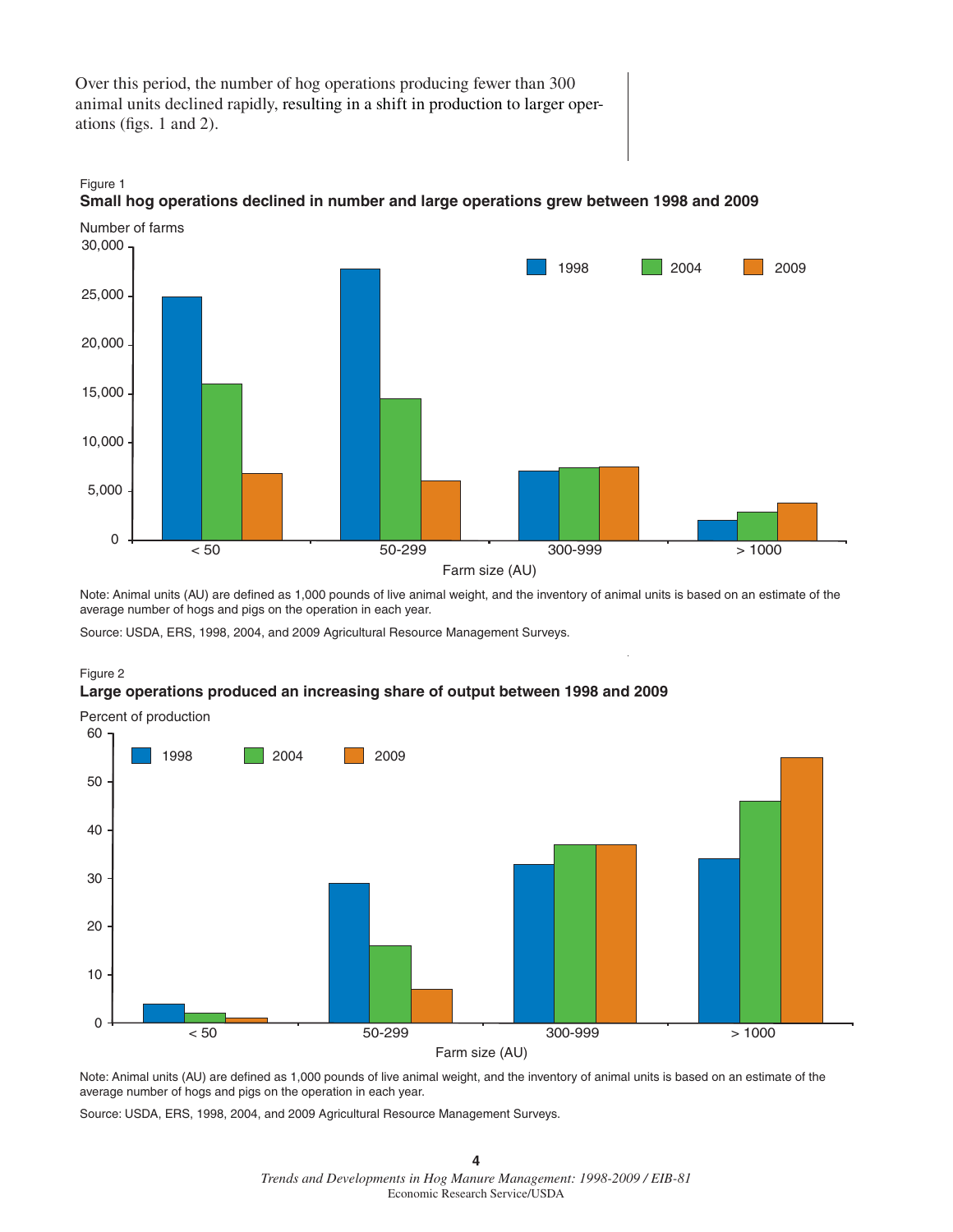Over this period, the number of hog operations producing fewer than 300 animal units declined rapidly, resulting in a shift in production to larger operations (figs. 1 and 2).

Figure 1
**Small hog operations declined in number and large operations grew between 1998 and 2009**

Note: Animal units (AU) are defined as 1,000 pounds of live animal weight, and the inventory of animal units is based on an estimate of the average number of hogs and pigs on the operation in each year.

Source: USDA, ERS, 1998, 2004, and 2009 Agricultural Resource Management Surveys.

Figure 2
**Large operations produced an increasing share of output between 1998 and 2009**

Note: Animal units (AU) are defined as 1,000 pounds of live animal weight, and the inventory of animal units is based on an estimate of the average number of hogs and pigs on the operation in each year.

Source: USDA, ERS, 1998, 2004, and 2009 Agricultural Resource Management Surveys.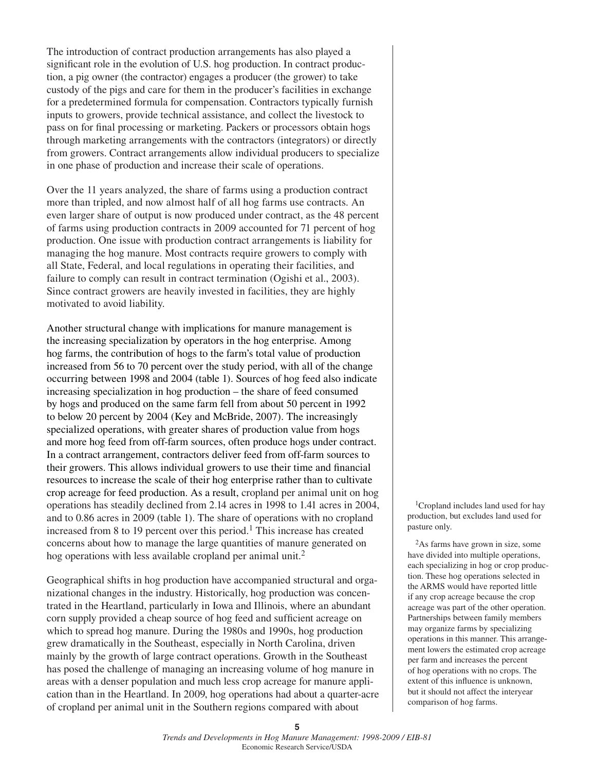The introduction of contract production arrangements has also played a significant role in the evolution of U.S. hog production. In contract production, a pig owner (the contractor) engages a producer (the grower) to take custody of the pigs and care for them in the producer's facilities in exchange for a predetermined formula for compensation. Contractors typically furnish inputs to growers, provide technical assistance, and collect the livestock to pass on for final processing or marketing. Packers or processors obtain hogs through marketing arrangements with the contractors (integrators) or directly from growers. Contract arrangements allow individual producers to specialize in one phase of production and increase their scale of operations.

Over the 11 years analyzed, the share of farms using a production contract more than tripled, and now almost half of all hog farms use contracts. An even larger share of output is now produced under contract, as the 48 percent of farms using production contracts in 2009 accounted for 71 percent of hog production. One issue with production contract arrangements is liability for managing the hog manure. Most contracts require growers to comply with all State, Federal, and local regulations in operating their facilities, and failure to comply can result in contract termination (Ogishi et al., 2003). Since contract growers are heavily invested in facilities, they are highly motivated to avoid liability.

Another structural change with implications for manure management is the increasing specialization by operators in the hog enterprise. Among hog farms, the contribution of hogs to the farm's total value of production increased from 56 to 70 percent over the study period, with all of the change occurring between 1998 and 2004 (table 1). Sources of hog feed also indicate increasing specialization in hog production – the share of feed consumed by hogs and produced on the same farm fell from about 50 percent in 1992 to below 20 percent by 2004 (Key and McBride, 2007). The increasingly specialized operations, with greater shares of production value from hogs and more hog feed from off-farm sources, often produce hogs under contract. In a contract arrangement, contractors deliver feed from off-farm sources to their growers. This allows individual growers to use their time and financial resources to increase the scale of their hog enterprise rather than to cultivate crop acreage for feed production. As a result, cropland per animal unit on hog operations has steadily declined from 2.14 acres in 1998 to 1.41 acres in 2004, and to 0.86 acres in 2009 (table 1). The share of operations with no cropland increased from 8 to 19 percent over this period.[1] This increase has created concerns about how to manage the large quantities of manure generated on hog operations with less available cropland per animal unit.[2]

Geographical shifts in hog production have accompanied structural and organizational changes in the industry. Historically, hog production was concentrated in the Heartland, particularly in Iowa and Illinois, where an abundant corn supply provided a cheap source of hog feed and sufficient acreage on which to spread hog manure. During the 1980s and 1990s, hog production grew dramatically in the Southeast, especially in North Carolina, driven mainly by the growth of large contract operations. Growth in the Southeast has posed the challenge of managing an increasing volume of hog manure in areas with a denser population and much less crop acreage for manure application than in the Heartland. In 2009, hog operations had about a quarter-acre of cropland per animal unit in the Southern regions compared with about

[1] Cropland includes land used for hay production, but excludes land used for pasture only.

[2] As farms have grown in size, some have divided into multiple operations, each specializing in hog or crop production. These hog operations selected in the ARMS would have reported little if any crop acreage because the crop acreage was part of the other operation. Partnerships between family members may organize farms by specializing operations in this manner. This arrangement lowers the estimated crop acreage per farm and increases the percent of hog operations with no crops. The extent of this influence is unknown, but it should not affect the interyear comparison of hog farms.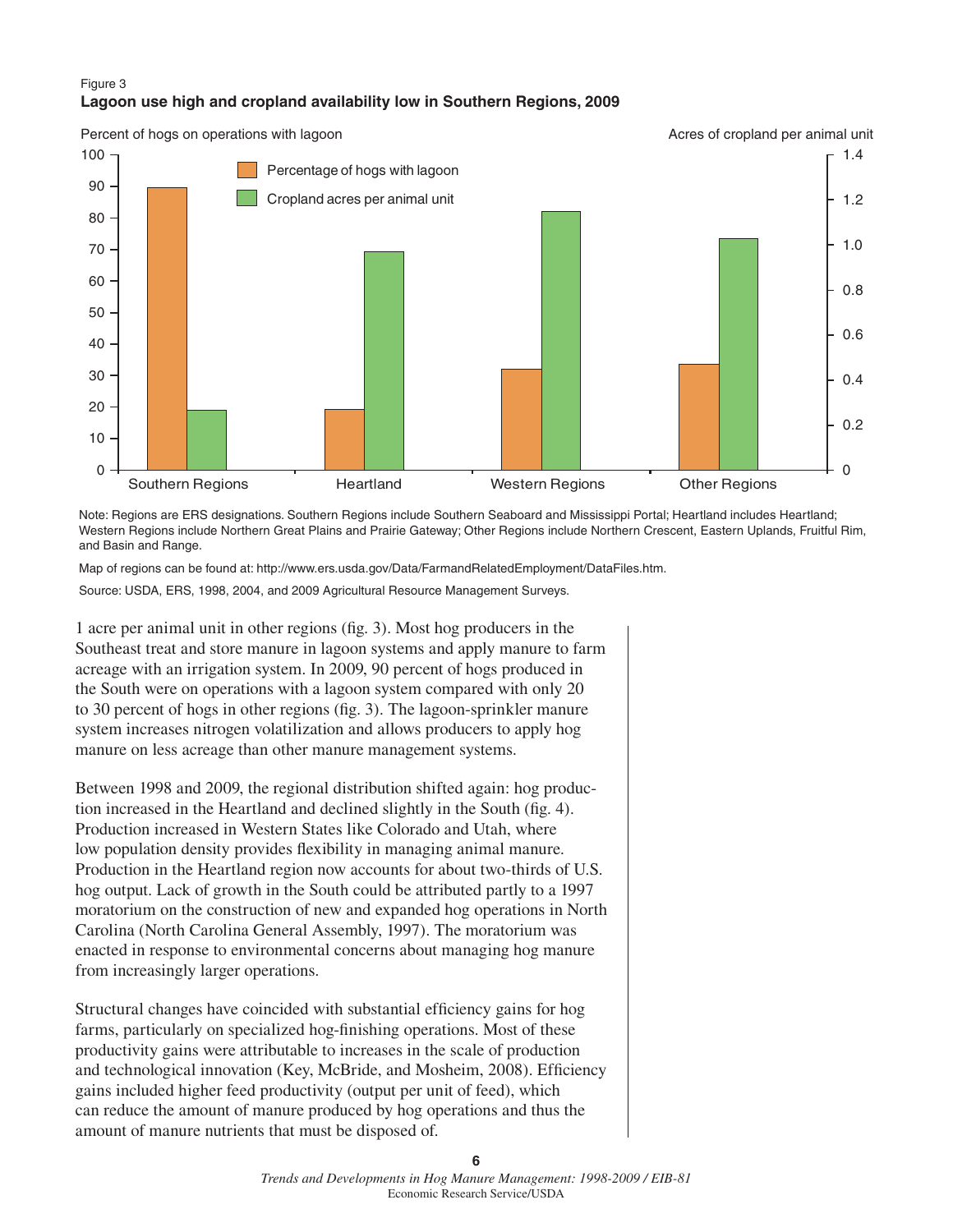Figure 3

**Lagoon use high and cropland availability low in Southern Regions, 2009**

Note: Regions are ERS designations. Southern Regions include Southern Seaboard and Mississippi Portal; Heartland includes Heartland; Western Regions include Northern Great Plains and Prairie Gateway; Other Regions include Northern Crescent, Eastern Uplands, Fruitful Rim, and Basin and Range.

Map of regions can be found at: http://www.ers.usda.gov/Data/FarmandRelatedEmployment/DataFiles.htm.

Source: USDA, ERS, 1998, 2004, and 2009 Agricultural Resource Management Surveys.

1 acre per animal unit in other regions (fig. 3). Most hog producers in the Southeast treat and store manure in lagoon systems and apply manure to farm acreage with an irrigation system. In 2009, 90 percent of hogs produced in the South were on operations with a lagoon system compared with only 20 to 30 percent of hogs in other regions (fig. 3). The lagoon-sprinkler manure system increases nitrogen volatilization and allows producers to apply hog manure on less acreage than other manure management systems.

Between 1998 and 2009, the regional distribution shifted again: hog production increased in the Heartland and declined slightly in the South (fig. 4). Production increased in Western States like Colorado and Utah, where low population density provides flexibility in managing animal manure. Production in the Heartland region now accounts for about two-thirds of U.S. hog output. Lack of growth in the South could be attributed partly to a 1997 moratorium on the construction of new and expanded hog operations in North Carolina (North Carolina General Assembly, 1997). The moratorium was enacted in response to environmental concerns about managing hog manure from increasingly larger operations.

Structural changes have coincided with substantial efficiency gains for hog farms, particularly on specialized hog-finishing operations. Most of these productivity gains were attributable to increases in the scale of production and technological innovation (Key, McBride, and Mosheim, 2008). Efficiency gains included higher feed productivity (output per unit of feed), which can reduce the amount of manure produced by hog operations and thus the amount of manure nutrients that must be disposed of.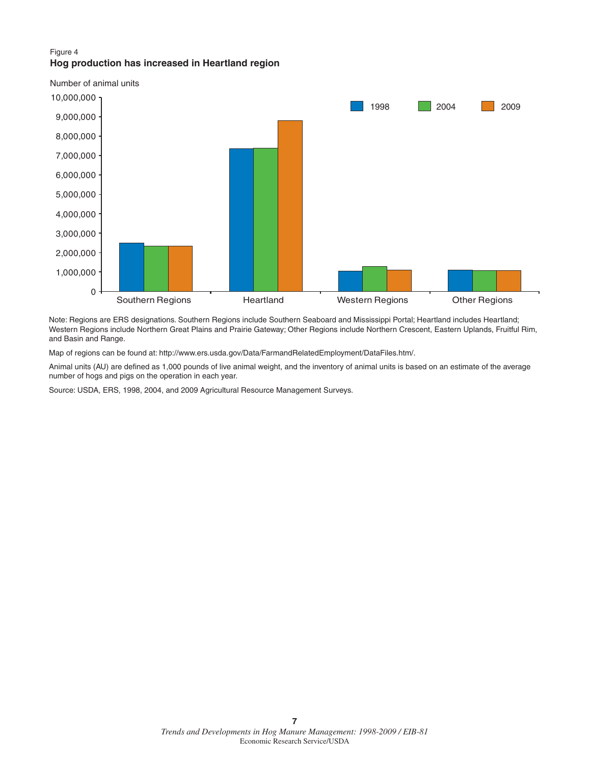Figure 4

**Hog production has increased in Heartland region**

Note: Regions are ERS designations. Southern Regions include Southern Seaboard and Mississippi Portal; Heartland includes Heartland; Western Regions include Northern Great Plains and Prairie Gateway; Other Regions include Northern Crescent, Eastern Uplands, Fruitful Rim, and Basin and Range.

Map of regions can be found at: http://www.ers.usda.gov/Data/FarmandRelatedEmployment/DataFiles.htm/.

Animal units (AU) are defined as 1,000 pounds of live animal weight, and the inventory of animal units is based on an estimate of the average number of hogs and pigs on the operation in each year.

Source: USDA, ERS, 1998, 2004, and 2009 Agricultural Resource Management Surveys.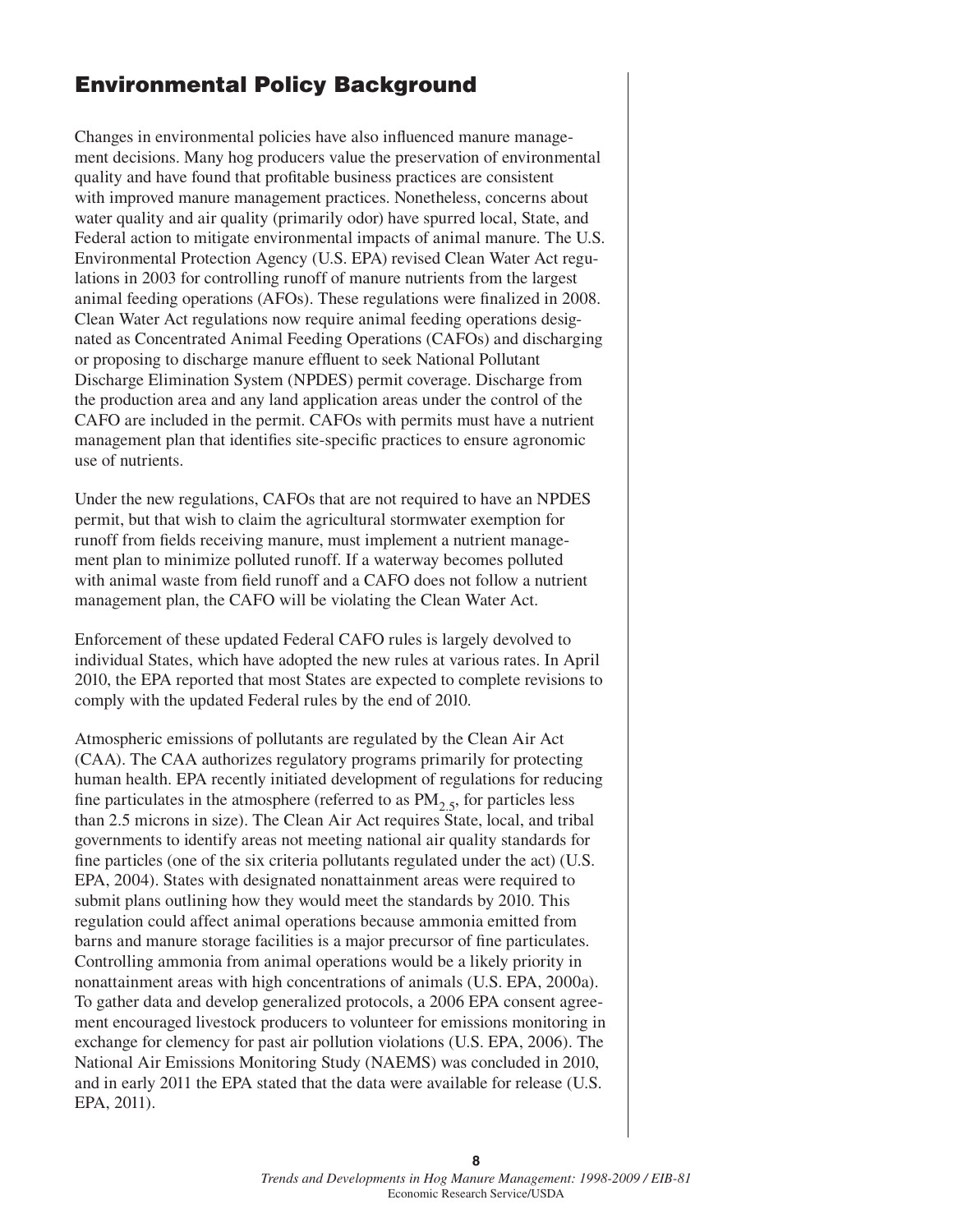## Environmental Policy Background

Changes in environmental policies have also influenced manure management decisions. Many hog producers value the preservation of environmental quality and have found that profitable business practices are consistent with improved manure management practices. Nonetheless, concerns about water quality and air quality (primarily odor) have spurred local, State, and Federal action to mitigate environmental impacts of animal manure. The U.S. Environmental Protection Agency (U.S. EPA) revised Clean Water Act regulations in 2003 for controlling runoff of manure nutrients from the largest animal feeding operations (AFOs). These regulations were finalized in 2008. Clean Water Act regulations now require animal feeding operations designated as Concentrated Animal Feeding Operations (CAFOs) and discharging or proposing to discharge manure effluent to seek National Pollutant Discharge Elimination System (NPDES) permit coverage. Discharge from the production area and any land application areas under the control of the CAFO are included in the permit. CAFOs with permits must have a nutrient management plan that identifies site-specific practices to ensure agronomic use of nutrients.

Under the new regulations, CAFOs that are not required to have an NPDES permit, but that wish to claim the agricultural stormwater exemption for runoff from fields receiving manure, must implement a nutrient management plan to minimize polluted runoff. If a waterway becomes polluted with animal waste from field runoff and a CAFO does not follow a nutrient management plan, the CAFO will be violating the Clean Water Act.

Enforcement of these updated Federal CAFO rules is largely devolved to individual States, which have adopted the new rules at various rates. In April 2010, the EPA reported that most States are expected to complete revisions to comply with the updated Federal rules by the end of 2010.

Atmospheric emissions of pollutants are regulated by the Clean Air Act (CAA). The CAA authorizes regulatory programs primarily for protecting human health. EPA recently initiated development of regulations for reducing fine particulates in the atmosphere (referred to as $PM_{2.5}$, for particles less than 2.5 microns in size). The Clean Air Act requires State, local, and tribal governments to identify areas not meeting national air quality standards for fine particles (one of the six criteria pollutants regulated under the act) (U.S. EPA, 2004). States with designated nonattainment areas were required to submit plans outlining how they would meet the standards by 2010. This regulation could affect animal operations because ammonia emitted from barns and manure storage facilities is a major precursor of fine particulates. Controlling ammonia from animal operations would be a likely priority in nonattainment areas with high concentrations of animals (U.S. EPA, 2000a). To gather data and develop generalized protocols, a 2006 EPA consent agreement encouraged livestock producers to volunteer for emissions monitoring in exchange for clemency for past air pollution violations (U.S. EPA, 2006). The National Air Emissions Monitoring Study (NAEMS) was concluded in 2010, and in early 2011 the EPA stated that the data were available for release (U.S. EPA, 2011).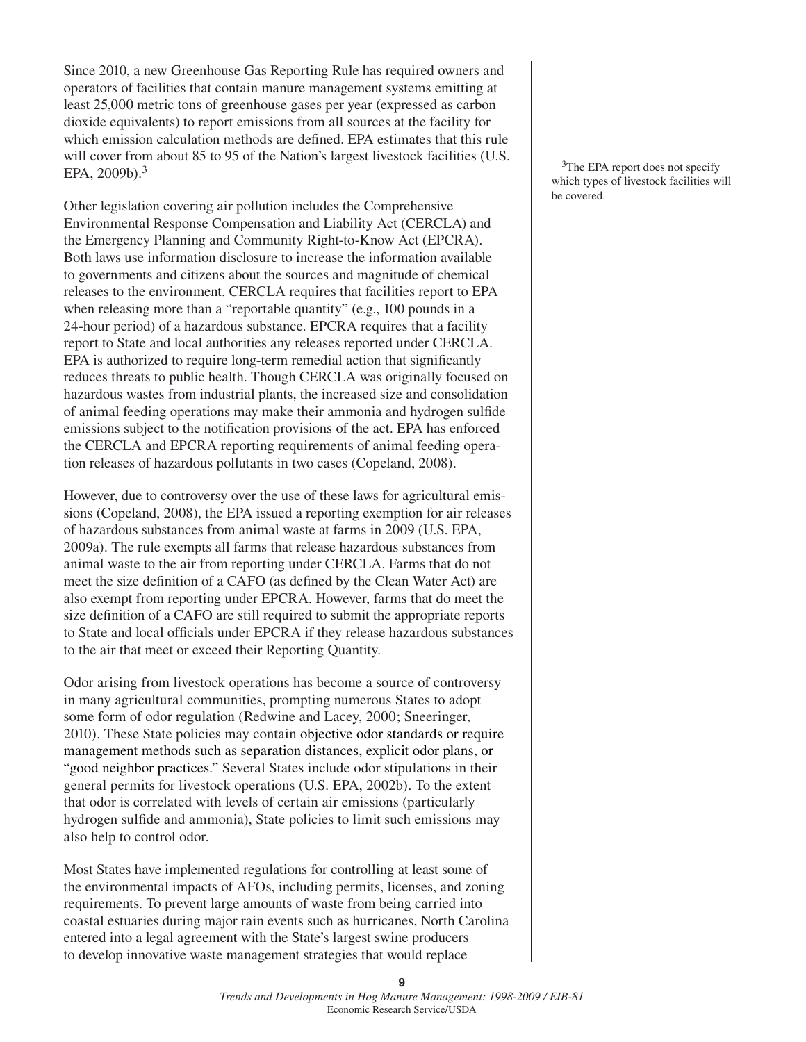Since 2010, a new Greenhouse Gas Reporting Rule has required owners and operators of facilities that contain manure management systems emitting at least 25,000 metric tons of greenhouse gases per year (expressed as carbon dioxide equivalents) to report emissions from all sources at the facility for which emission calculation methods are defined. EPA estimates that this rule will cover from about 85 to 95 of the Nation's largest livestock facilities (U.S. EPA, 2009b).[3]

[3]The EPA report does not specify which types of livestock facilities will be covered.

Other legislation covering air pollution includes the Comprehensive Environmental Response Compensation and Liability Act (CERCLA) and the Emergency Planning and Community Right-to-Know Act (EPCRA). Both laws use information disclosure to increase the information available to governments and citizens about the sources and magnitude of chemical releases to the environment. CERCLA requires that facilities report to EPA when releasing more than a "reportable quantity" (e.g., 100 pounds in a 24-hour period) of a hazardous substance. EPCRA requires that a facility report to State and local authorities any releases reported under CERCLA. EPA is authorized to require long-term remedial action that significantly reduces threats to public health. Though CERCLA was originally focused on hazardous wastes from industrial plants, the increased size and consolidation of animal feeding operations may make their ammonia and hydrogen sulfide emissions subject to the notification provisions of the act. EPA has enforced the CERCLA and EPCRA reporting requirements of animal feeding operation releases of hazardous pollutants in two cases (Copeland, 2008).

However, due to controversy over the use of these laws for agricultural emissions (Copeland, 2008), the EPA issued a reporting exemption for air releases of hazardous substances from animal waste at farms in 2009 (U.S. EPA, 2009a). The rule exempts all farms that release hazardous substances from animal waste to the air from reporting under CERCLA. Farms that do not meet the size definition of a CAFO (as defined by the Clean Water Act) are also exempt from reporting under EPCRA. However, farms that do meet the size definition of a CAFO are still required to submit the appropriate reports to State and local officials under EPCRA if they release hazardous substances to the air that meet or exceed their Reporting Quantity.

Odor arising from livestock operations has become a source of controversy in many agricultural communities, prompting numerous States to adopt some form of odor regulation (Redwine and Lacey, 2000; Sneeringer, 2010). These State policies may contain objective odor standards or require management methods such as separation distances, explicit odor plans, or "good neighbor practices." Several States include odor stipulations in their general permits for livestock operations (U.S. EPA, 2002b). To the extent that odor is correlated with levels of certain air emissions (particularly hydrogen sulfide and ammonia), State policies to limit such emissions may also help to control odor.

Most States have implemented regulations for controlling at least some of the environmental impacts of AFOs, including permits, licenses, and zoning requirements. To prevent large amounts of waste from being carried into coastal estuaries during major rain events such as hurricanes, North Carolina entered into a legal agreement with the State's largest swine producers to develop innovative waste management strategies that would replace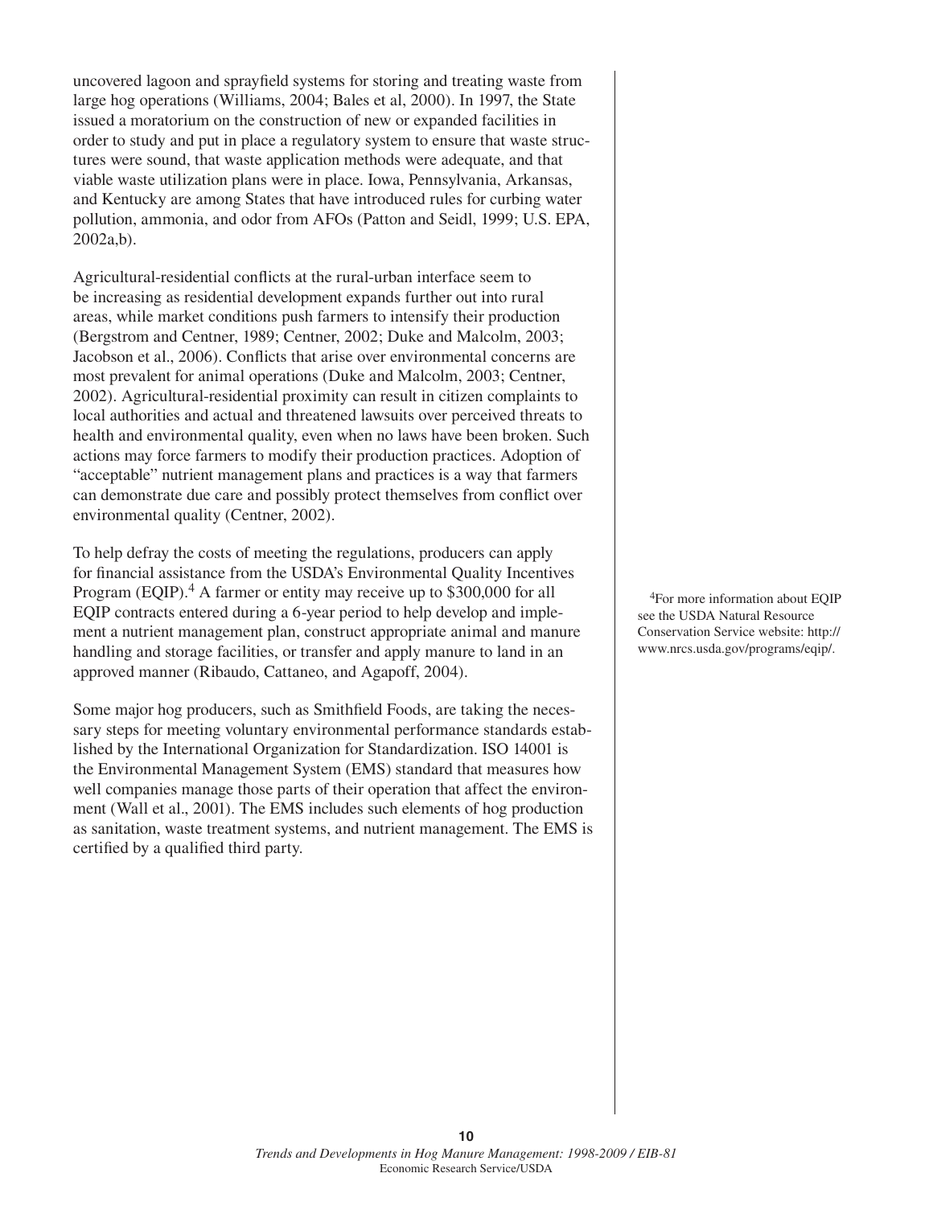uncovered lagoon and sprayfield systems for storing and treating waste from large hog operations (Williams, 2004; Bales et al, 2000). In 1997, the State issued a moratorium on the construction of new or expanded facilities in order to study and put in place a regulatory system to ensure that waste structures were sound, that waste application methods were adequate, and that viable waste utilization plans were in place. Iowa, Pennsylvania, Arkansas, and Kentucky are among States that have introduced rules for curbing water pollution, ammonia, and odor from AFOs (Patton and Seidl, 1999; U.S. EPA, 2002a,b).

Agricultural-residential conflicts at the rural-urban interface seem to be increasing as residential development expands further out into rural areas, while market conditions push farmers to intensify their production (Bergstrom and Centner, 1989; Centner, 2002; Duke and Malcolm, 2003; Jacobson et al., 2006). Conflicts that arise over environmental concerns are most prevalent for animal operations (Duke and Malcolm, 2003; Centner, 2002). Agricultural-residential proximity can result in citizen complaints to local authorities and actual and threatened lawsuits over perceived threats to health and environmental quality, even when no laws have been broken. Such actions may force farmers to modify their production practices. Adoption of "acceptable" nutrient management plans and practices is a way that farmers can demonstrate due care and possibly protect themselves from conflict over environmental quality (Centner, 2002).

To help defray the costs of meeting the regulations, producers can apply for financial assistance from the USDA's Environmental Quality Incentives Program (EQIP).[4] A farmer or entity may receive up to $300,000 for all EQIP contracts entered during a 6-year period to help develop and implement a nutrient management plan, construct appropriate animal and manure handling and storage facilities, or transfer and apply manure to land in an approved manner (Ribaudo, Cattaneo, and Agapoff, 2004).

[4]For more information about EQIP see the USDA Natural Resource Conservation Service website: http://www.nrcs.usda.gov/programs/eqip/.

Some major hog producers, such as Smithfield Foods, are taking the necessary steps for meeting voluntary environmental performance standards established by the International Organization for Standardization. ISO 14001 is the Environmental Management System (EMS) standard that measures how well companies manage those parts of their operation that affect the environment (Wall et al., 2001). The EMS includes such elements of hog production as sanitation, waste treatment systems, and nutrient management. The EMS is certified by a qualified third party.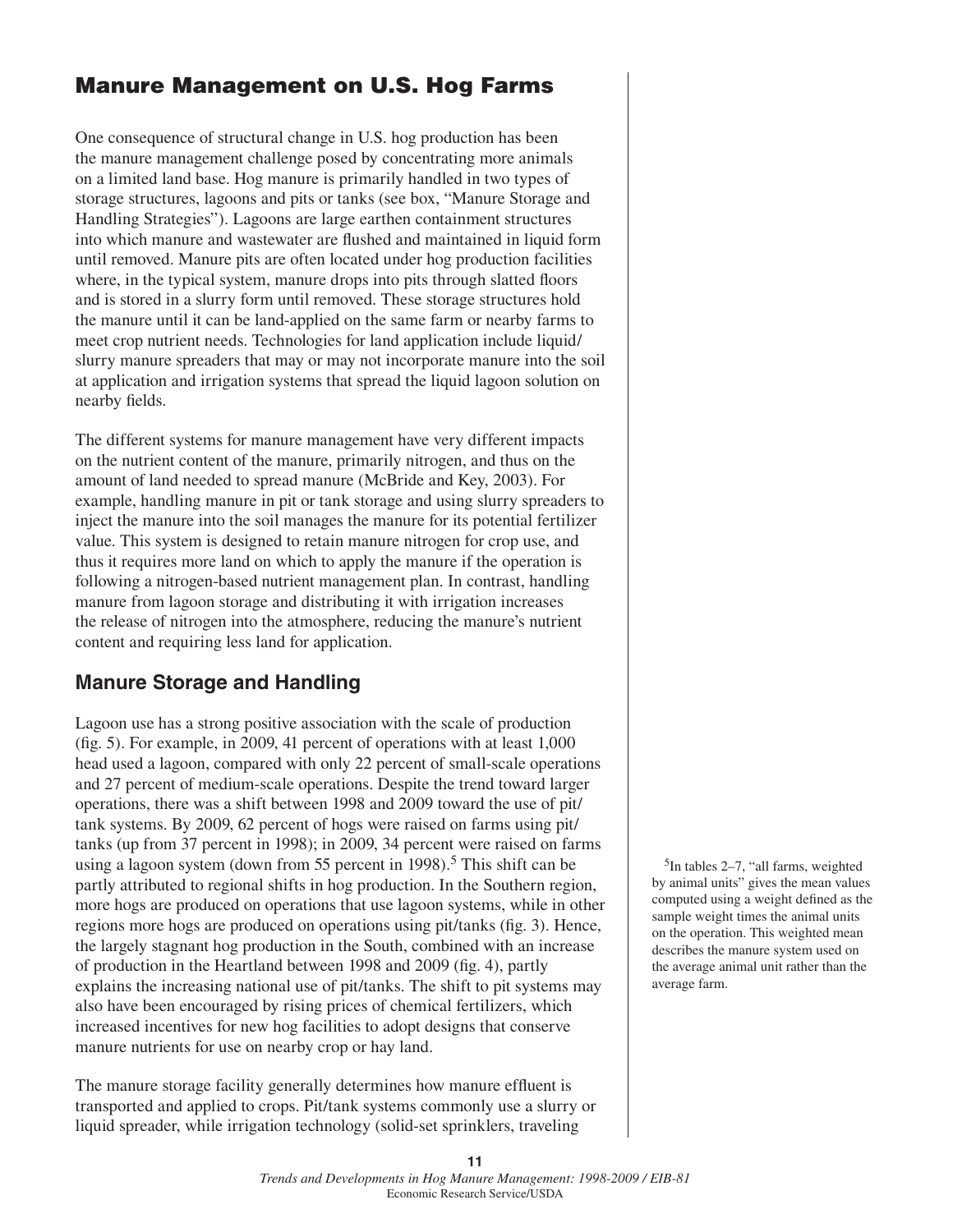# Manure Management on U.S. Hog Farms

One consequence of structural change in U.S. hog production has been the manure management challenge posed by concentrating more animals on a limited land base. Hog manure is primarily handled in two types of storage structures, lagoons and pits or tanks (see box, "Manure Storage and Handling Strategies"). Lagoons are large earthen containment structures into which manure and wastewater are flushed and maintained in liquid form until removed. Manure pits are often located under hog production facilities where, in the typical system, manure drops into pits through slatted floors and is stored in a slurry form until removed. These storage structures hold the manure until it can be land-applied on the same farm or nearby farms to meet crop nutrient needs. Technologies for land application include liquid/ slurry manure spreaders that may or may not incorporate manure into the soil at application and irrigation systems that spread the liquid lagoon solution on nearby fields.

The different systems for manure management have very different impacts on the nutrient content of the manure, primarily nitrogen, and thus on the amount of land needed to spread manure (McBride and Key, 2003). For example, handling manure in pit or tank storage and using slurry spreaders to inject the manure into the soil manages the manure for its potential fertilizer value. This system is designed to retain manure nitrogen for crop use, and thus it requires more land on which to apply the manure if the operation is following a nitrogen-based nutrient management plan. In contrast, handling manure from lagoon storage and distributing it with irrigation increases the release of nitrogen into the atmosphere, reducing the manure's nutrient content and requiring less land for application.

## Manure Storage and Handling

Lagoon use has a strong positive association with the scale of production (fig. 5). For example, in 2009, 41 percent of operations with at least 1,000 head used a lagoon, compared with only 22 percent of small-scale operations and 27 percent of medium-scale operations. Despite the trend toward larger operations, there was a shift between 1998 and 2009 toward the use of pit/ tank systems. By 2009, 62 percent of hogs were raised on farms using pit/ tanks (up from 37 percent in 1998); in 2009, 34 percent were raised on farms using a lagoon system (down from 55 percent in 1998).[5] This shift can be partly attributed to regional shifts in hog production. In the Southern region, more hogs are produced on operations that use lagoon systems, while in other regions more hogs are produced on operations using pit/tanks (fig. 3). Hence, the largely stagnant hog production in the South, combined with an increase of production in the Heartland between 1998 and 2009 (fig. 4), partly explains the increasing national use of pit/tanks. The shift to pit systems may also have been encouraged by rising prices of chemical fertilizers, which increased incentives for new hog facilities to adopt designs that conserve manure nutrients for use on nearby crop or hay land.

The manure storage facility generally determines how manure effluent is transported and applied to crops. Pit/tank systems commonly use a slurry or liquid spreader, while irrigation technology (solid-set sprinklers, traveling

[5]In tables 2–7, "all farms, weighted by animal units" gives the mean values computed using a weight defined as the sample weight times the animal units on the operation. This weighted mean describes the manure system used on the average animal unit rather than the average farm.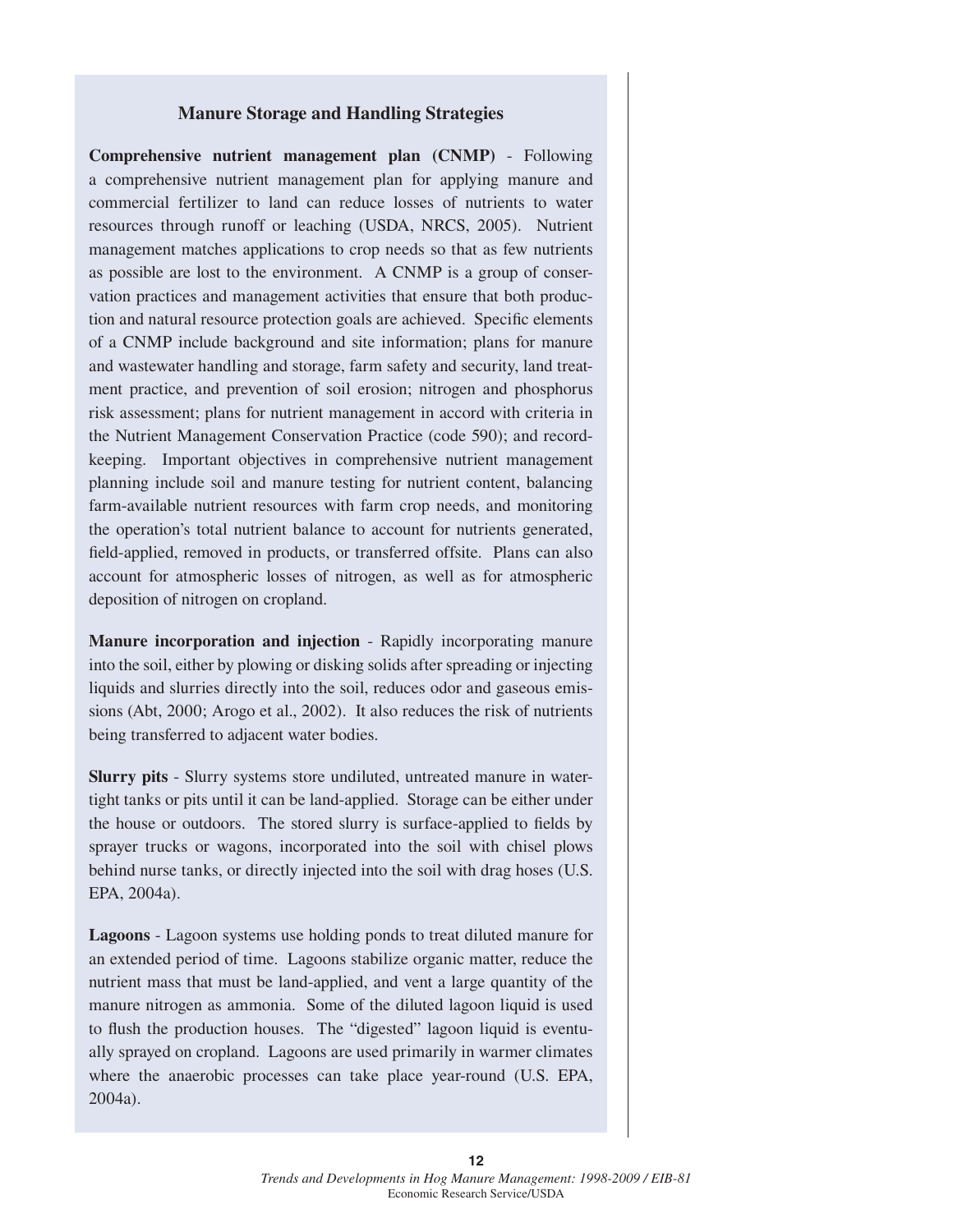## Manure Storage and Handling Strategies

**Comprehensive nutrient management plan (CNMP)** - Following a comprehensive nutrient management plan for applying manure and commercial fertilizer to land can reduce losses of nutrients to water resources through runoff or leaching (USDA, NRCS, 2005). Nutrient management matches applications to crop needs so that as few nutrients as possible are lost to the environment. A CNMP is a group of conservation practices and management activities that ensure that both production and natural resource protection goals are achieved. Specific elements of a CNMP include background and site information; plans for manure and wastewater handling and storage, farm safety and security, land treatment practice, and prevention of soil erosion; nitrogen and phosphorus risk assessment; plans for nutrient management in accord with criteria in the Nutrient Management Conservation Practice (code 590); and recordkeeping. Important objectives in comprehensive nutrient management planning include soil and manure testing for nutrient content, balancing farm-available nutrient resources with farm crop needs, and monitoring the operation's total nutrient balance to account for nutrients generated, field-applied, removed in products, or transferred offsite. Plans can also account for atmospheric losses of nitrogen, as well as for atmospheric deposition of nitrogen on cropland.

**Manure incorporation and injection** - Rapidly incorporating manure into the soil, either by plowing or disking solids after spreading or injecting liquids and slurries directly into the soil, reduces odor and gaseous emissions (Abt, 2000; Arogo et al., 2002). It also reduces the risk of nutrients being transferred to adjacent water bodies.

**Slurry pits** - Slurry systems store undiluted, untreated manure in watertight tanks or pits until it can be land-applied. Storage can be either under the house or outdoors. The stored slurry is surface-applied to fields by sprayer trucks or wagons, incorporated into the soil with chisel plows behind nurse tanks, or directly injected into the soil with drag hoses (U.S. EPA, 2004a).

**Lagoons** - Lagoon systems use holding ponds to treat diluted manure for an extended period of time. Lagoons stabilize organic matter, reduce the nutrient mass that must be land-applied, and vent a large quantity of the manure nitrogen as ammonia. Some of the diluted lagoon liquid is used to flush the production houses. The "digested" lagoon liquid is eventually sprayed on cropland. Lagoons are used primarily in warmer climates where the anaerobic processes can take place year-round (U.S. EPA, 2004a).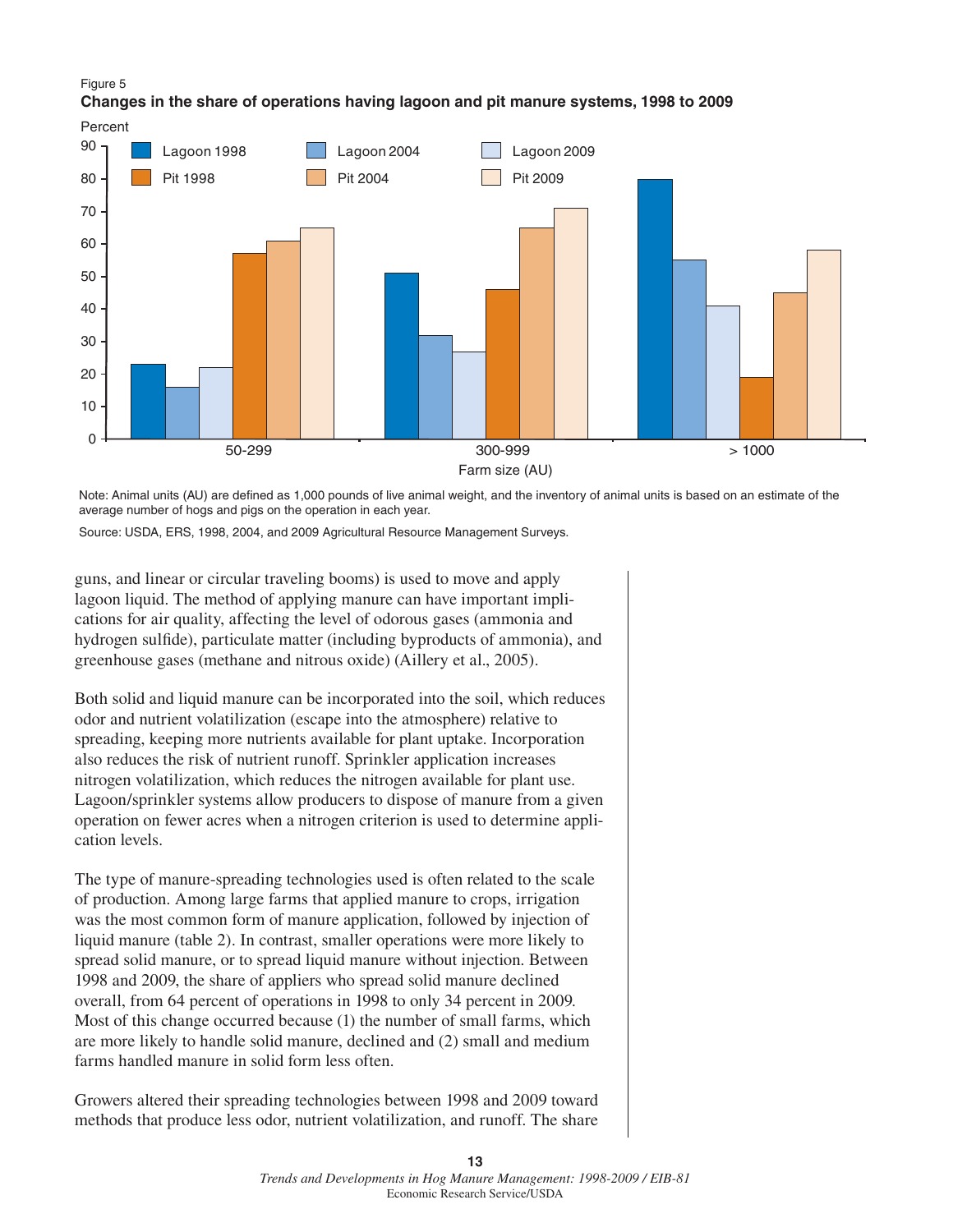Figure 5

**Changes in the share of operations having lagoon and pit manure systems, 1998 to 2009**

Note: Animal units (AU) are defined as 1,000 pounds of live animal weight, and the inventory of animal units is based on an estimate of the average number of hogs and pigs on the operation in each year.

Source: USDA, ERS, 1998, 2004, and 2009 Agricultural Resource Management Surveys.

guns, and linear or circular traveling booms) is used to move and apply lagoon liquid. The method of applying manure can have important implications for air quality, affecting the level of odorous gases (ammonia and hydrogen sulfide), particulate matter (including byproducts of ammonia), and greenhouse gases (methane and nitrous oxide) (Aillery et al., 2005).

Both solid and liquid manure can be incorporated into the soil, which reduces odor and nutrient volatilization (escape into the atmosphere) relative to spreading, keeping more nutrients available for plant uptake. Incorporation also reduces the risk of nutrient runoff. Sprinkler application increases nitrogen volatilization, which reduces the nitrogen available for plant use. Lagoon/sprinkler systems allow producers to dispose of manure from a given operation on fewer acres when a nitrogen criterion is used to determine application levels.

The type of manure-spreading technologies used is often related to the scale of production. Among large farms that applied manure to crops, irrigation was the most common form of manure application, followed by injection of liquid manure (table 2). In contrast, smaller operations were more likely to spread solid manure, or to spread liquid manure without injection. Between 1998 and 2009, the share of appliers who spread solid manure declined overall, from 64 percent of operations in 1998 to only 34 percent in 2009. Most of this change occurred because (1) the number of small farms, which are more likely to handle solid manure, declined and (2) small and medium farms handled manure in solid form less often.

Growers altered their spreading technologies between 1998 and 2009 toward methods that produce less odor, nutrient volatilization, and runoff. The share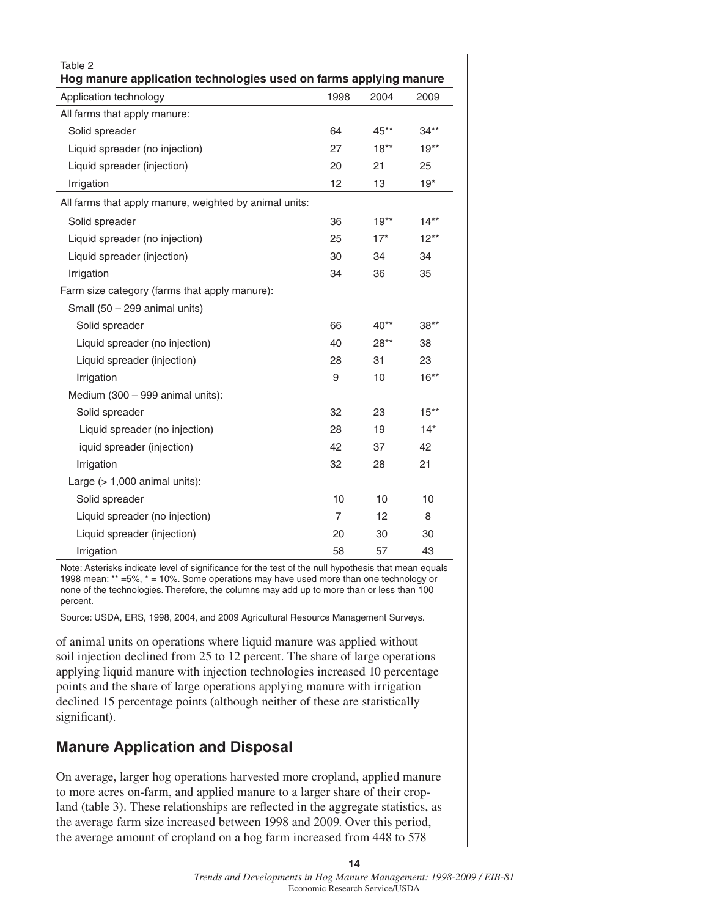Table 2
**Hog manure application technologies used on farms applying manure**

| Application technology | 1998 | 2004 | 2009 |
|---|---|---|---|
| All farms that apply manure: | | | |
| Solid spreader | 64 | 45** | 34** |
| Liquid spreader (no injection) | 27 | 18** | 19** |
| Liquid spreader (injection) | 20 | 21 | 25 |
| Irrigation | 12 | 13 | 19* |
| All farms that apply manure, weighted by animal units: | | | |
| Solid spreader | 36 | 19** | 14** |
| Liquid spreader (no injection) | 25 | 17* | 12** |
| Liquid spreader (injection) | 30 | 34 | 34 |
| Irrigation | 34 | 36 | 35 |
| Farm size category (farms that apply manure): | | | |
| Small (50 – 299 animal units) | | | |
| Solid spreader | 66 | 40** | 38** |
| Liquid spreader (no injection) | 40 | 28** | 38 |
| Liquid spreader (injection) | 28 | 31 | 23 |
| Irrigation | 9 | 10 | 16** |
| Medium (300 – 999 animal units): | | | |
| Solid spreader | 32 | 23 | 15** |
| Liquid spreader (no injection) | 28 | 19 | 14* |
| iquid spreader (injection) | 42 | 37 | 42 |
| Irrigation | 32 | 28 | 21 |
| Large (> 1,000 animal units): | | | |
| Solid spreader | 10 | 10 | 10 |
| Liquid spreader (no injection) | 7 | 12 | 8 |
| Liquid spreader (injection) | 20 | 30 | 30 |
| Irrigation | 58 | 57 | 43 |

Note: Asterisks indicate level of significance for the test of the null hypothesis that mean equals 1998 mean: ** =5%, * = 10%. Some operations may have used more than one technology or none of the technologies. Therefore, the columns may add up to more than or less than 100 percent.

Source: USDA, ERS, 1998, 2004, and 2009 Agricultural Resource Management Surveys.

of animal units on operations where liquid manure was applied without soil injection declined from 25 to 12 percent. The share of large operations applying liquid manure with injection technologies increased 10 percentage points and the share of large operations applying manure with irrigation declined 15 percentage points (although neither of these are statistically significant).

## Manure Application and Disposal

On average, larger hog operations harvested more cropland, applied manure to more acres on-farm, and applied manure to a larger share of their cropland (table 3). These relationships are reflected in the aggregate statistics, as the average farm size increased between 1998 and 2009. Over this period, the average amount of cropland on a hog farm increased from 448 to 578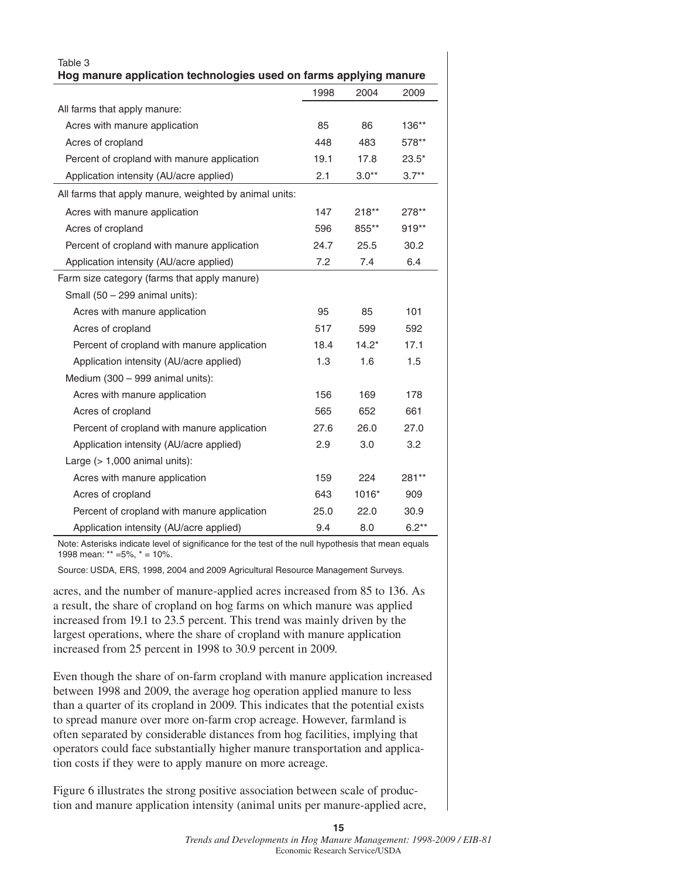Table 3
**Hog manure application technologies used on farms applying manure**

| | 1998 | 2004 | 2009 |
|---|---|---|---|
| All farms that apply manure: | | | |
| Acres with manure application | 85 | 86 | 136** |
| Acres of cropland | 448 | 483 | 578** |
| Percent of cropland with manure application | 19.1 | 17.8 | 23.5* |
| Application intensity (AU/acre applied) | 2.1 | 3.0** | 3.7** |
| All farms that apply manure, weighted by animal units: | | | |
| Acres with manure application | 147 | 218** | 278** |
| Acres of cropland | 596 | 855** | 919** |
| Percent of cropland with manure application | 24.7 | 25.5 | 30.2 |
| Application intensity (AU/acre applied) | 7.2 | 7.4 | 6.4 |
| Farm size category (farms that apply manure) | | | |
| Small (50 – 299 animal units): | | | |
| Acres with manure application | 95 | 85 | 101 |
| Acres of cropland | 517 | 599 | 592 |
| Percent of cropland with manure application | 18.4 | 14.2* | 17.1 |
| Application intensity (AU/acre applied) | 1.3 | 1.6 | 1.5 |
| Medium (300 – 999 animal units): | | | |
| Acres with manure application | 156 | 169 | 178 |
| Acres of cropland | 565 | 652 | 661 |
| Percent of cropland with manure application | 27.6 | 26.0 | 27.0 |
| Application intensity (AU/acre applied) | 2.9 | 3.0 | 3.2 |
| Large (> 1,000 animal units): | | | |
| Acres with manure application | 159 | 224 | 281** |
| Acres of cropland | 643 | 1016* | 909 |
| Percent of cropland with manure application | 25.0 | 22.0 | 30.9 |
| Application intensity (AU/acre applied) | 9.4 | 8.0 | 6.2** |

Note: Asterisks indicate level of significance for the test of the null hypothesis that mean equals 1998 mean: ** =5%, * = 10%.

Source: USDA, ERS, 1998, 2004 and 2009 Agricultural Resource Management Surveys.

acres, and the number of manure-applied acres increased from 85 to 136. As a result, the share of cropland on hog farms on which manure was applied increased from 19.1 to 23.5 percent. This trend was mainly driven by the largest operations, where the share of cropland with manure application increased from 25 percent in 1998 to 30.9 percent in 2009.

Even though the share of on-farm cropland with manure application increased between 1998 and 2009, the average hog operation applied manure to less than a quarter of its cropland in 2009. This indicates that the potential exists to spread manure over more on-farm crop acreage. However, farmland is often separated by considerable distances from hog facilities, implying that operators could face substantially higher manure transportation and application costs if they were to apply manure on more acreage.

Figure 6 illustrates the strong positive association between scale of production and manure application intensity (animal units per manure-applied acre,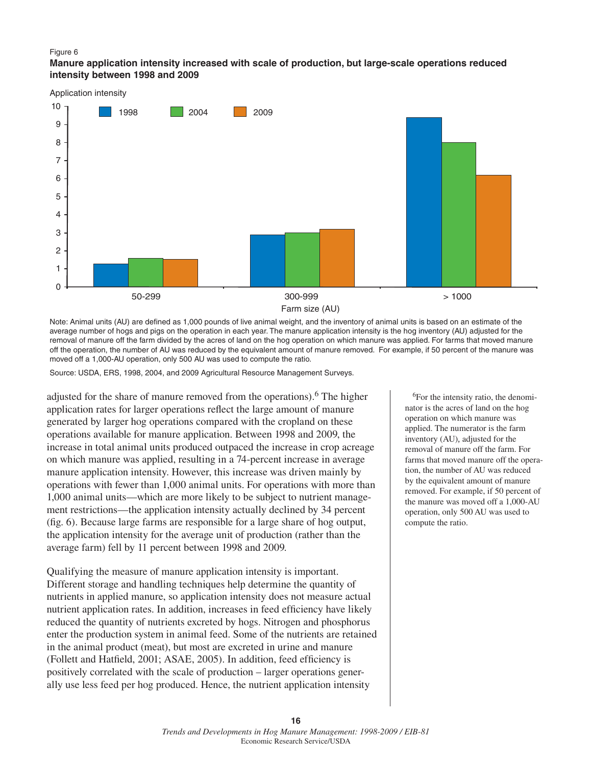Figure 6

**Manure application intensity increased with scale of production, but large-scale operations reduced intensity between 1998 and 2009**

Note: Animal units (AU) are defined as 1,000 pounds of live animal weight, and the inventory of animal units is based on an estimate of the average number of hogs and pigs on the operation in each year. The manure application intensity is the hog inventory (AU) adjusted for the removal of manure off the farm divided by the acres of land on the hog operation on which manure was applied. For farms that moved manure off the operation, the number of AU was reduced by the equivalent amount of manure removed. For example, if 50 percent of the manure was moved off a 1,000-AU operation, only 500 AU was used to compute the ratio.

Source: USDA, ERS, 1998, 2004, and 2009 Agricultural Resource Management Surveys.

adjusted for the share of manure removed from the operations).[6] The higher application rates for larger operations reflect the large amount of manure generated by larger hog operations compared with the cropland on these operations available for manure application. Between 1998 and 2009, the increase in total animal units produced outpaced the increase in crop acreage on which manure was applied, resulting in a 74-percent increase in average manure application intensity. However, this increase was driven mainly by operations with fewer than 1,000 animal units. For operations with more than 1,000 animal units—which are more likely to be subject to nutrient management restrictions—the application intensity actually declined by 34 percent (fig. 6). Because large farms are responsible for a large share of hog output, the application intensity for the average unit of production (rather than the average farm) fell by 11 percent between 1998 and 2009.

Qualifying the measure of manure application intensity is important. Different storage and handling techniques help determine the quantity of nutrients in applied manure, so application intensity does not measure actual nutrient application rates. In addition, increases in feed efficiency have likely reduced the quantity of nutrients excreted by hogs. Nitrogen and phosphorus enter the production system in animal feed. Some of the nutrients are retained in the animal product (meat), but most are excreted in urine and manure (Follett and Hatfield, 2001; ASAE, 2005). In addition, feed efficiency is positively correlated with the scale of production – larger operations generally use less feed per hog produced. Hence, the nutrient application intensity

[6]For the intensity ratio, the denominator is the acres of land on the hog operation on which manure was applied. The numerator is the farm inventory (AU), adjusted for the removal of manure off the farm. For farms that moved manure off the operation, the number of AU was reduced by the equivalent amount of manure removed. For example, if 50 percent of the manure was moved off a 1,000-AU operation, only 500 AU was used to compute the ratio.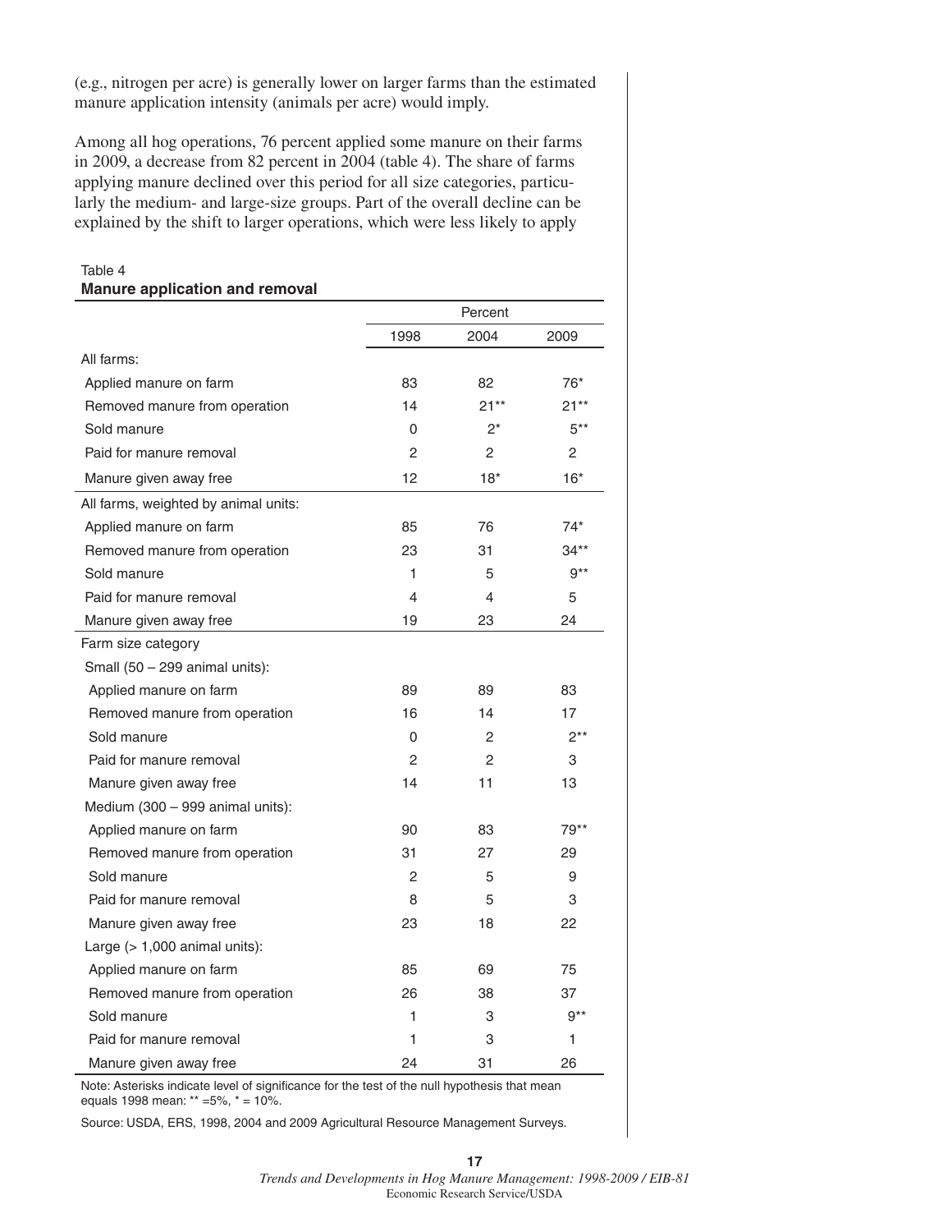(e.g., nitrogen per acre) is generally lower on larger farms than the estimated manure application intensity (animals per acre) would imply.

Among all hog operations, 76 percent applied some manure on their farms in 2009, a decrease from 82 percent in 2004 (table 4). The share of farms applying manure declined over this period for all size categories, particularly the medium- and large-size groups. Part of the overall decline can be explained by the shift to larger operations, which were less likely to apply

Table 4
**Manure application and removal**

| | Percent | | |
|---|---|---|---|
| | 1998 | 2004 | 2009 |
| All farms: | | | |
| Applied manure on farm | 83 | 82 | 76* |
| Removed manure from operation | 14 | 21** | 21** |
| Sold manure | 0 | 2* | 5** |
| Paid for manure removal | 2 | 2 | 2 |
| Manure given away free | 12 | 18* | 16* |
| All farms, weighted by animal units: | | | |
| Applied manure on farm | 85 | 76 | 74* |
| Removed manure from operation | 23 | 31 | 34** |
| Sold manure | 1 | 5 | 9** |
| Paid for manure removal | 4 | 4 | 5 |
| Manure given away free | 19 | 23 | 24 |
| Farm size category | | | |
| Small (50 – 299 animal units): | | | |
| Applied manure on farm | 89 | 89 | 83 |
| Removed manure from operation | 16 | 14 | 17 |
| Sold manure | 0 | 2 | 2** |
| Paid for manure removal | 2 | 2 | 3 |
| Manure given away free | 14 | 11 | 13 |
| Medium (300 – 999 animal units): | | | |
| Applied manure on farm | 90 | 83 | 79** |
| Removed manure from operation | 31 | 27 | 29 |
| Sold manure | 2 | 5 | 9 |
| Paid for manure removal | 8 | 5 | 3 |
| Manure given away free | 23 | 18 | 22 |
| Large (> 1,000 animal units): | | | |
| Applied manure on farm | 85 | 69 | 75 |
| Removed manure from operation | 26 | 38 | 37 |
| Sold manure | 1 | 3 | 9** |
| Paid for manure removal | 1 | 3 | 1 |
| Manure given away free | 24 | 31 | 26 |

Note: Asterisks indicate level of significance for the test of the null hypothesis that mean equals 1998 mean: ** =5%, * = 10%.

Source: USDA, ERS, 1998, 2004 and 2009 Agricultural Resource Management Surveys.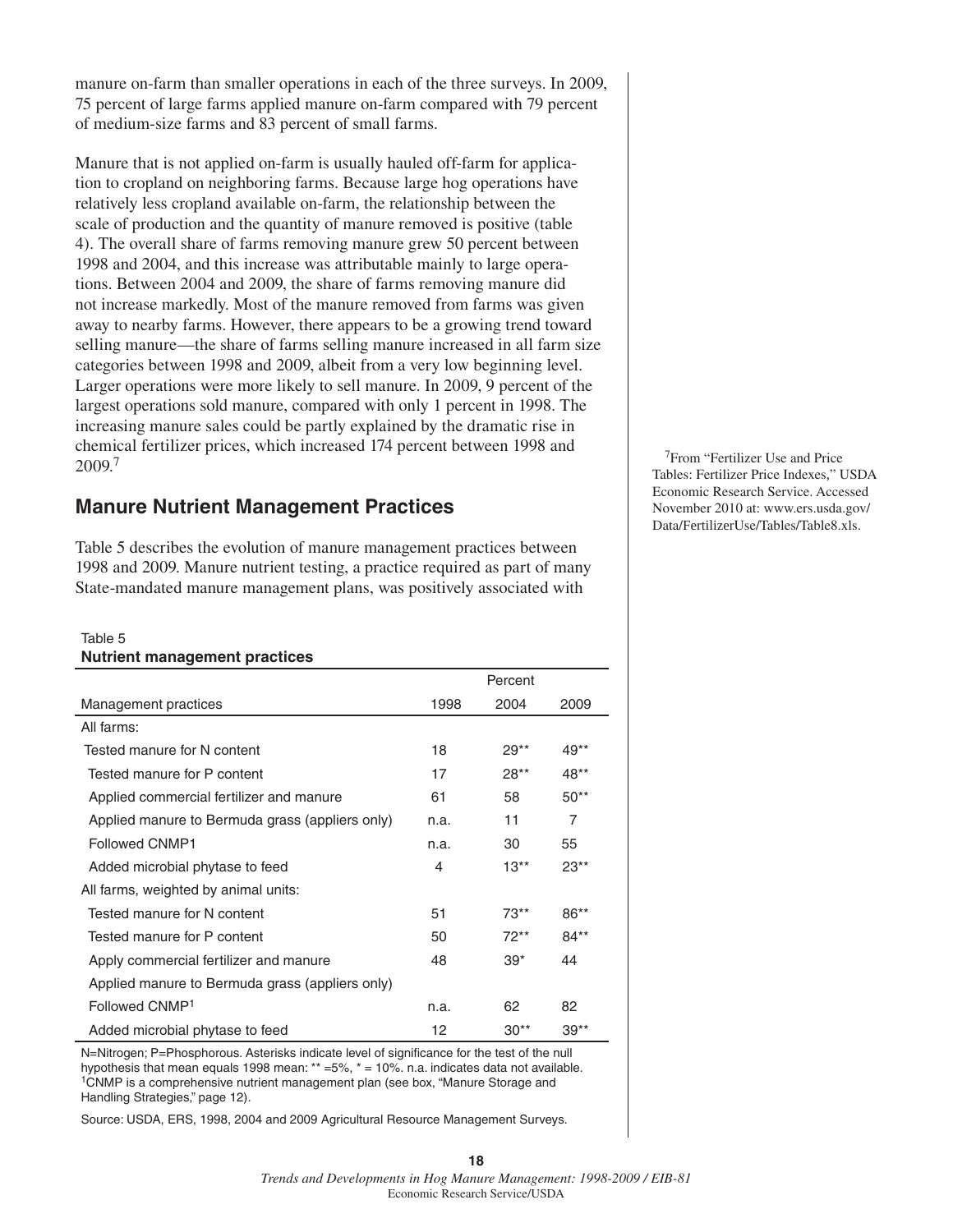manure on-farm than smaller operations in each of the three surveys. In 2009, 75 percent of large farms applied manure on-farm compared with 79 percent of medium-size farms and 83 percent of small farms.

Manure that is not applied on-farm is usually hauled off-farm for application to cropland on neighboring farms. Because large hog operations have relatively less cropland available on-farm, the relationship between the scale of production and the quantity of manure removed is positive (table 4). The overall share of farms removing manure grew 50 percent between 1998 and 2004, and this increase was attributable mainly to large operations. Between 2004 and 2009, the share of farms removing manure did not increase markedly. Most of the manure removed from farms was given away to nearby farms. However, there appears to be a growing trend toward selling manure—the share of farms selling manure increased in all farm size categories between 1998 and 2009, albeit from a very low beginning level. Larger operations were more likely to sell manure. In 2009, 9 percent of the largest operations sold manure, compared with only 1 percent in 1998. The increasing manure sales could be partly explained by the dramatic rise in chemical fertilizer prices, which increased 174 percent between 1998 and 2009.[7]

[7]From "Fertilizer Use and Price Tables: Fertilizer Price Indexes," USDA Economic Research Service. Accessed November 2010 at: www.ers.usda.gov/Data/FertilizerUse/Tables/Table8.xls.

## Manure Nutrient Management Practices

Table 5 describes the evolution of manure management practices between 1998 and 2009. Manure nutrient testing, a practice required as part of many State-mandated manure management plans, was positively associated with

Table 5
**Nutrient management practices**

| Management practices | Percent | | |
|---|---|---|---|
| | 1998 | 2004 | 2009 |
| All farms: | | | |
| Tested manure for N content | 18 | 29** | 49** |
| Tested manure for P content | 17 | 28** | 48** |
| Applied commercial fertilizer and manure | 61 | 58 | 50** |
| Applied manure to Bermuda grass (appliers only) | n.a. | 11 | 7 |
| Followed CNMP1 | n.a. | 30 | 55 |
| Added microbial phytase to feed | 4 | 13** | 23** |
| All farms, weighted by animal units: | | | |
| Tested manure for N content | 51 | 73** | 86** |
| Tested manure for P content | 50 | 72** | 84** |
| Apply commercial fertilizer and manure | 48 | 39* | 44 |
| Applied manure to Bermuda grass (appliers only) | | | |
| Followed CNMP[1] | n.a. | 62 | 82 |
| Added microbial phytase to feed | 12 | 30** | 39** |

N=Nitrogen; P=Phosphorous. Asterisks indicate level of significance for the test of the null hypothesis that mean equals 1998 mean: ** =5%, * = 10%. n.a. indicates data not available.
[1]CNMP is a comprehensive nutrient management plan (see box, "Manure Storage and Handling Strategies," page 12).

Source: USDA, ERS, 1998, 2004 and 2009 Agricultural Resource Management Surveys.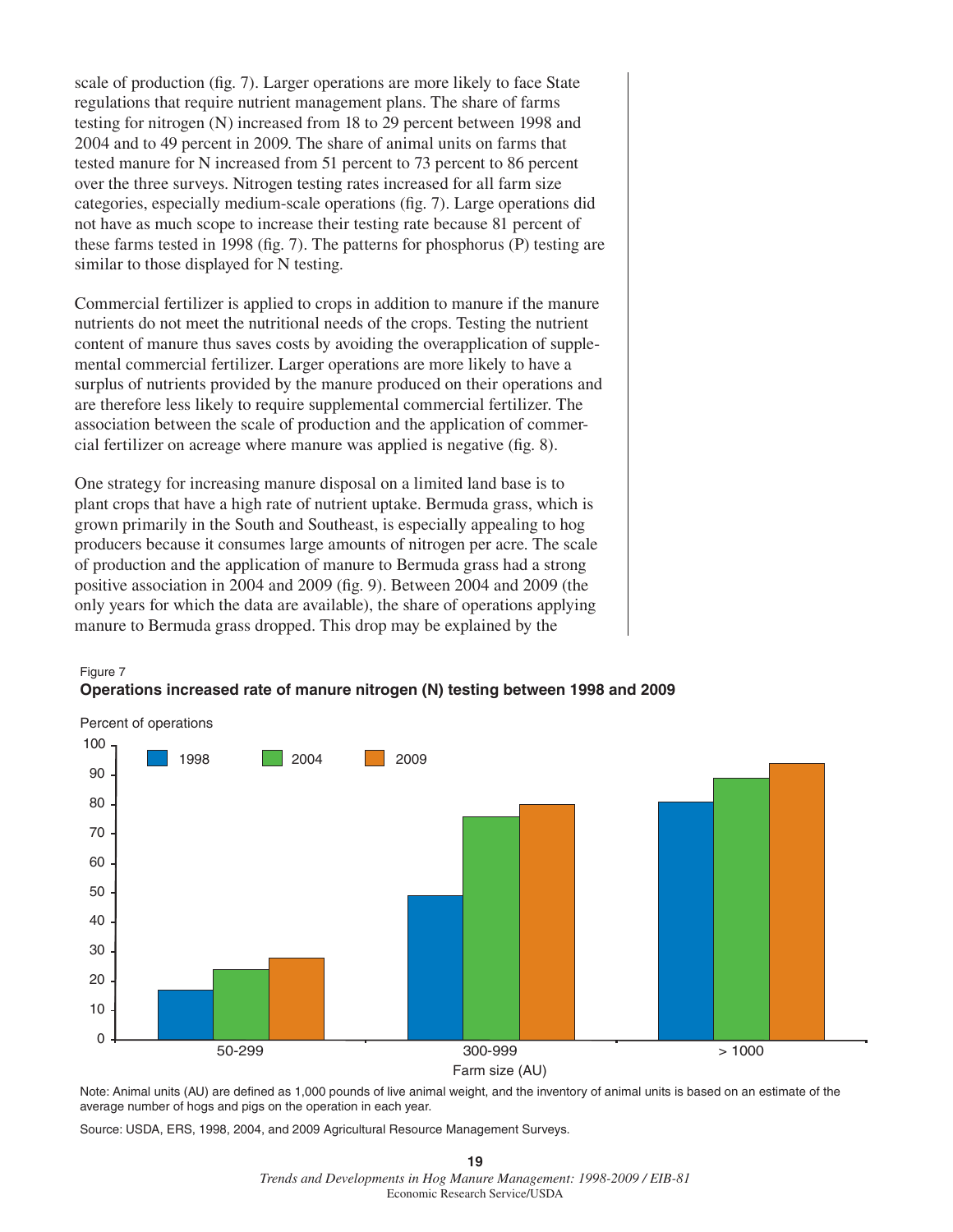scale of production (fig. 7). Larger operations are more likely to face State regulations that require nutrient management plans. The share of farms testing for nitrogen (N) increased from 18 to 29 percent between 1998 and 2004 and to 49 percent in 2009. The share of animal units on farms that tested manure for N increased from 51 percent to 73 percent to 86 percent over the three surveys. Nitrogen testing rates increased for all farm size categories, especially medium-scale operations (fig. 7). Large operations did not have as much scope to increase their testing rate because 81 percent of these farms tested in 1998 (fig. 7). The patterns for phosphorus (P) testing are similar to those displayed for N testing.

Commercial fertilizer is applied to crops in addition to manure if the manure nutrients do not meet the nutritional needs of the crops. Testing the nutrient content of manure thus saves costs by avoiding the overapplication of supplemental commercial fertilizer. Larger operations are more likely to have a surplus of nutrients provided by the manure produced on their operations and are therefore less likely to require supplemental commercial fertilizer. The association between the scale of production and the application of commercial fertilizer on acreage where manure was applied is negative (fig. 8).

One strategy for increasing manure disposal on a limited land base is to plant crops that have a high rate of nutrient uptake. Bermuda grass, which is grown primarily in the South and Southeast, is especially appealing to hog producers because it consumes large amounts of nitrogen per acre. The scale of production and the application of manure to Bermuda grass had a strong positive association in 2004 and 2009 (fig. 9). Between 2004 and 2009 (the only years for which the data are available), the share of operations applying manure to Bermuda grass dropped. This drop may be explained by the

Figure 7

**Operations increased rate of manure nitrogen (N) testing between 1998 and 2009**

Percent of operations

| Farm size (AU) | 1998 | 2004 | 2009 |
|---|---|---|---|
| 50-299 | 17 | 24 | 28 |
| 300-999 | 49 | 76 | 80 |
| > 1000 | 81 | 89 | 94 |

Note: Animal units (AU) are defined as 1,000 pounds of live animal weight, and the inventory of animal units is based on an estimate of the average number of hogs and pigs on the operation in each year.

Source: USDA, ERS, 1998, 2004, and 2009 Agricultural Resource Management Surveys.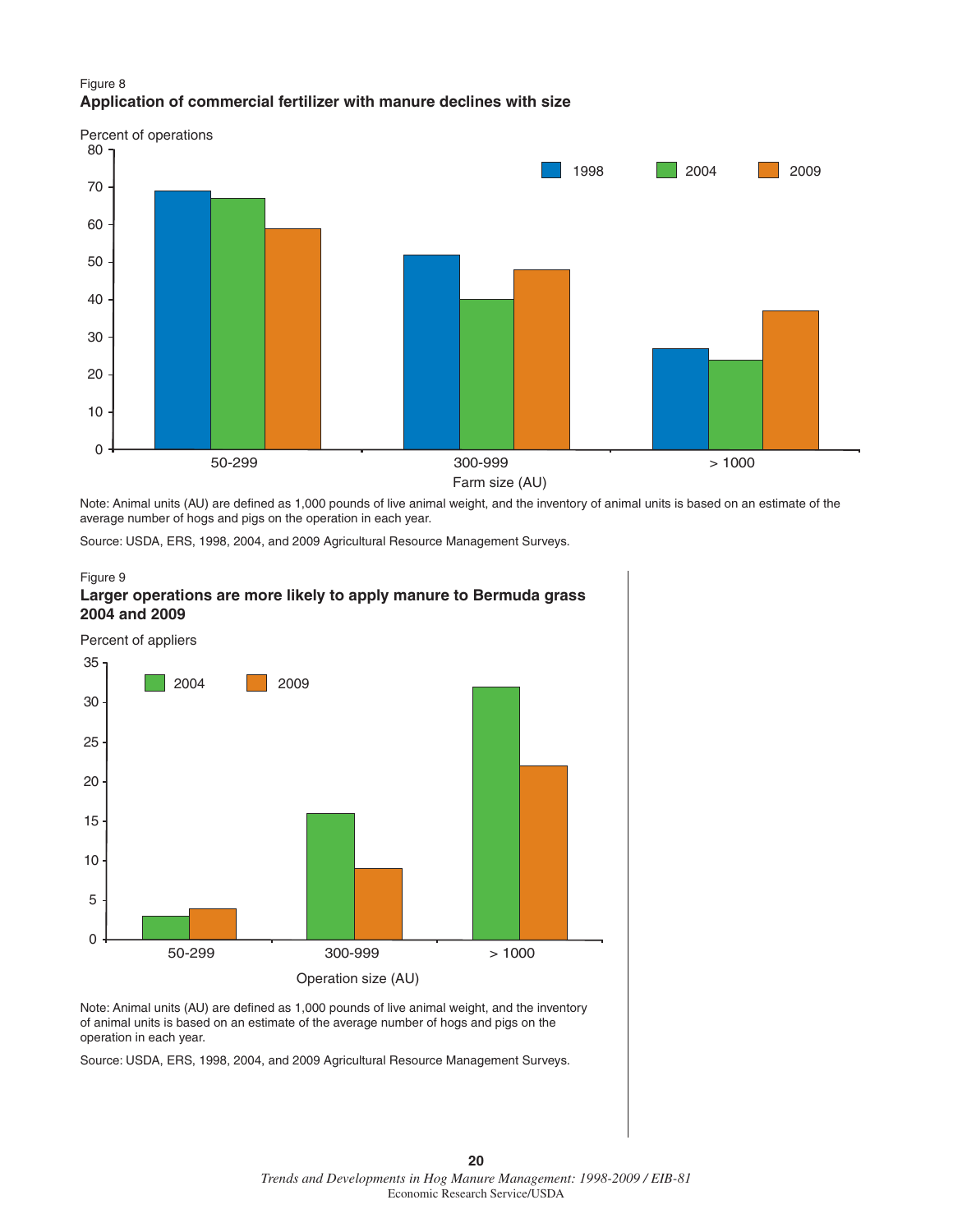Figure 8

**Application of commercial fertilizer with manure declines with size**

Percent of operations

| Farm size (AU) | 1998 | 2004 | 2009 |
|---|---|---|---|
| 50-299 | 69 | 67 | 59 |
| 300-999 | 52 | 40 | 48 |
| > 1000 | 27 | 24 | 37 |

Note: Animal units (AU) are defined as 1,000 pounds of live animal weight, and the inventory of animal units is based on an estimate of the average number of hogs and pigs on the operation in each year.

Source: USDA, ERS, 1998, 2004, and 2009 Agricultural Resource Management Surveys.

Figure 9

**Larger operations are more likely to apply manure to Bermuda grass 2004 and 2009**

Percent of appliers

| Operation size (AU) | 2004 | 2009 |
|---|---|---|
| 50-299 | 3 | 4 |
| 300-999 | 16 | 9 |
| > 1000 | 32 | 22 |

Note: Animal units (AU) are defined as 1,000 pounds of live animal weight, and the inventory of animal units is based on an estimate of the average number of hogs and pigs on the operation in each year.

Source: USDA, ERS, 1998, 2004, and 2009 Agricultural Resource Management Surveys.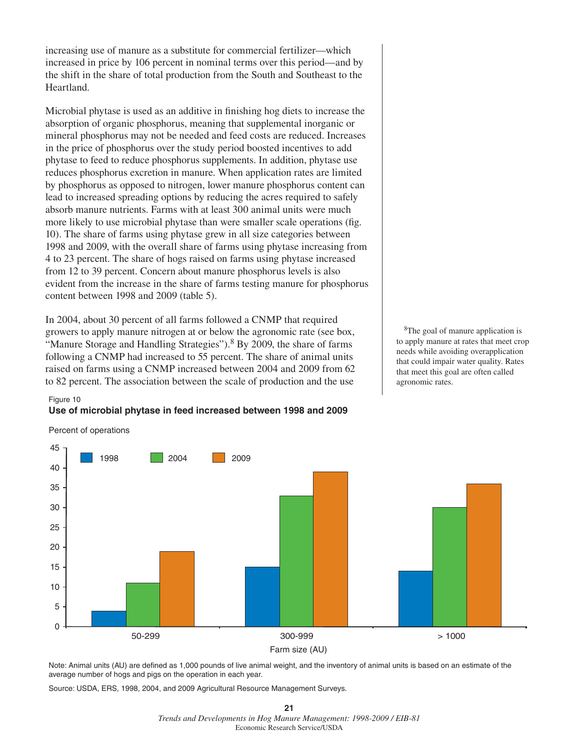increasing use of manure as a substitute for commercial fertilizer—which increased in price by 106 percent in nominal terms over this period—and by the shift in the share of total production from the South and Southeast to the Heartland.

Microbial phytase is used as an additive in finishing hog diets to increase the absorption of organic phosphorus, meaning that supplemental inorganic or mineral phosphorus may not be needed and feed costs are reduced. Increases in the price of phosphorus over the study period boosted incentives to add phytase to feed to reduce phosphorus supplements. In addition, phytase use reduces phosphorus excretion in manure. When application rates are limited by phosphorus as opposed to nitrogen, lower manure phosphorus content can lead to increased spreading options by reducing the acres required to safely absorb manure nutrients. Farms with at least 300 animal units were much more likely to use microbial phytase than were smaller scale operations (fig. 10). The share of farms using phytase grew in all size categories between 1998 and 2009, with the overall share of farms using phytase increasing from 4 to 23 percent. The share of hogs raised on farms using phytase increased from 12 to 39 percent. Concern about manure phosphorus levels is also evident from the increase in the share of farms testing manure for phosphorus content between 1998 and 2009 (table 5).

In 2004, about 30 percent of all farms followed a CNMP that required growers to apply manure nitrogen at or below the agronomic rate (see box, "Manure Storage and Handling Strategies").[8] By 2009, the share of farms following a CNMP had increased to 55 percent. The share of animal units raised on farms using a CNMP increased between 2004 and 2009 from 62 to 82 percent. The association between the scale of production and the use

[8]The goal of manure application is to apply manure at rates that meet crop needs while avoiding overapplication that could impair water quality. Rates that meet this goal are often called agronomic rates.

Figure 10

**Use of microbial phytase in feed increased between 1998 and 2009**

Percent of operations

| Farm size (AU) | 1998 | 2004 | 2009 |
|---|---|---|---|
| 50-299 | 4 | 11 | 19 |
| 300-999 | 15 | 33 | 39 |
| > 1000 | 14 | 30 | 36 |

Note: Animal units (AU) are defined as 1,000 pounds of live animal weight, and the inventory of animal units is based on an estimate of the average number of hogs and pigs on the operation in each year.

Source: USDA, ERS, 1998, 2004, and 2009 Agricultural Resource Management Surveys.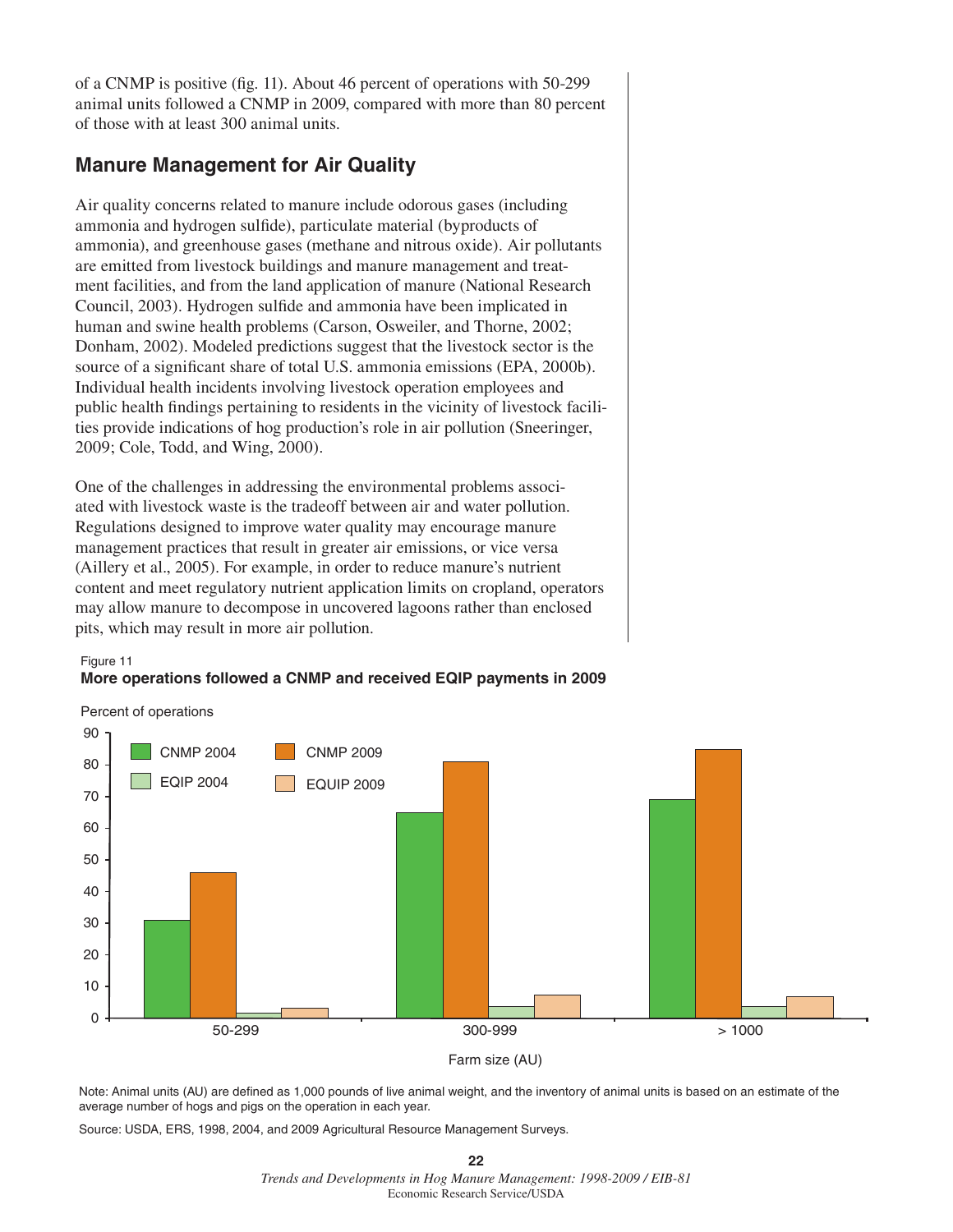of a CNMP is positive (fig. 11). About 46 percent of operations with 50-299 animal units followed a CNMP in 2009, compared with more than 80 percent of those with at least 300 animal units.

## Manure Management for Air Quality

Air quality concerns related to manure include odorous gases (including ammonia and hydrogen sulfide), particulate material (byproducts of ammonia), and greenhouse gases (methane and nitrous oxide). Air pollutants are emitted from livestock buildings and manure management and treatment facilities, and from the land application of manure (National Research Council, 2003). Hydrogen sulfide and ammonia have been implicated in human and swine health problems (Carson, Osweiler, and Thorne, 2002; Donham, 2002). Modeled predictions suggest that the livestock sector is the source of a significant share of total U.S. ammonia emissions (EPA, 2000b). Individual health incidents involving livestock operation employees and public health findings pertaining to residents in the vicinity of livestock facilities provide indications of hog production's role in air pollution (Sneeringer, 2009; Cole, Todd, and Wing, 2000).

One of the challenges in addressing the environmental problems associated with livestock waste is the tradeoff between air and water pollution. Regulations designed to improve water quality may encourage manure management practices that result in greater air emissions, or vice versa (Aillery et al., 2005). For example, in order to reduce manure's nutrient content and meet regulatory nutrient application limits on cropland, operators may allow manure to decompose in uncovered lagoons rather than enclosed pits, which may result in more air pollution.

Figure 11

**More operations followed a CNMP and received EQIP payments in 2009**

Percent of operations

| Farm size (AU) | CNMP 2004 | CNMP 2009 | EQIP 2004 | EQUIP 2009 |
|---|---|---|---|---|
| 50-299 | 31 | 46 | 2 | 3 |
| 300-999 | 65 | 81 | 4 | 7 |
| > 1000 | 69 | 85 | 4 | 7 |

Note: Animal units (AU) are defined as 1,000 pounds of live animal weight, and the inventory of animal units is based on an estimate of the average number of hogs and pigs on the operation in each year.

Source: USDA, ERS, 1998, 2004, and 2009 Agricultural Resource Management Surveys.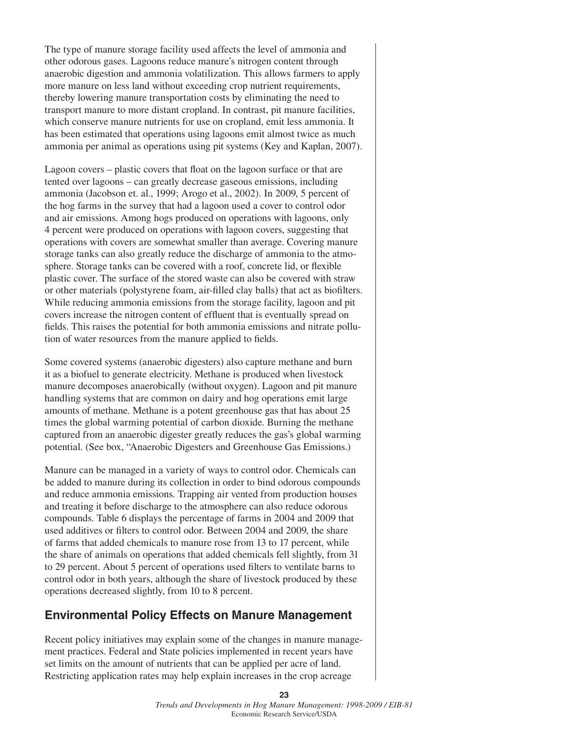The type of manure storage facility used affects the level of ammonia and other odorous gases. Lagoons reduce manure's nitrogen content through anaerobic digestion and ammonia volatilization. This allows farmers to apply more manure on less land without exceeding crop nutrient requirements, thereby lowering manure transportation costs by eliminating the need to transport manure to more distant cropland. In contrast, pit manure facilities, which conserve manure nutrients for use on cropland, emit less ammonia. It has been estimated that operations using lagoons emit almost twice as much ammonia per animal as operations using pit systems (Key and Kaplan, 2007).

Lagoon covers – plastic covers that float on the lagoon surface or that are tented over lagoons – can greatly decrease gaseous emissions, including ammonia (Jacobson et. al., 1999; Arogo et al., 2002). In 2009, 5 percent of the hog farms in the survey that had a lagoon used a cover to control odor and air emissions. Among hogs produced on operations with lagoons, only 4 percent were produced on operations with lagoon covers, suggesting that operations with covers are somewhat smaller than average. Covering manure storage tanks can also greatly reduce the discharge of ammonia to the atmosphere. Storage tanks can be covered with a roof, concrete lid, or flexible plastic cover. The surface of the stored waste can also be covered with straw or other materials (polystyrene foam, air-filled clay balls) that act as biofilters. While reducing ammonia emissions from the storage facility, lagoon and pit covers increase the nitrogen content of effluent that is eventually spread on fields. This raises the potential for both ammonia emissions and nitrate pollution of water resources from the manure applied to fields.

Some covered systems (anaerobic digesters) also capture methane and burn it as a biofuel to generate electricity. Methane is produced when livestock manure decomposes anaerobically (without oxygen). Lagoon and pit manure handling systems that are common on dairy and hog operations emit large amounts of methane. Methane is a potent greenhouse gas that has about 25 times the global warming potential of carbon dioxide. Burning the methane captured from an anaerobic digester greatly reduces the gas's global warming potential. (See box, "Anaerobic Digesters and Greenhouse Gas Emissions.)

Manure can be managed in a variety of ways to control odor. Chemicals can be added to manure during its collection in order to bind odorous compounds and reduce ammonia emissions. Trapping air vented from production houses and treating it before discharge to the atmosphere can also reduce odorous compounds. Table 6 displays the percentage of farms in 2004 and 2009 that used additives or filters to control odor. Between 2004 and 2009, the share of farms that added chemicals to manure rose from 13 to 17 percent, while the share of animals on operations that added chemicals fell slightly, from 31 to 29 percent. About 5 percent of operations used filters to ventilate barns to control odor in both years, although the share of livestock produced by these operations decreased slightly, from 10 to 8 percent.

## Environmental Policy Effects on Manure Management

Recent policy initiatives may explain some of the changes in manure management practices. Federal and State policies implemented in recent years have set limits on the amount of nutrients that can be applied per acre of land. Restricting application rates may help explain increases in the crop acreage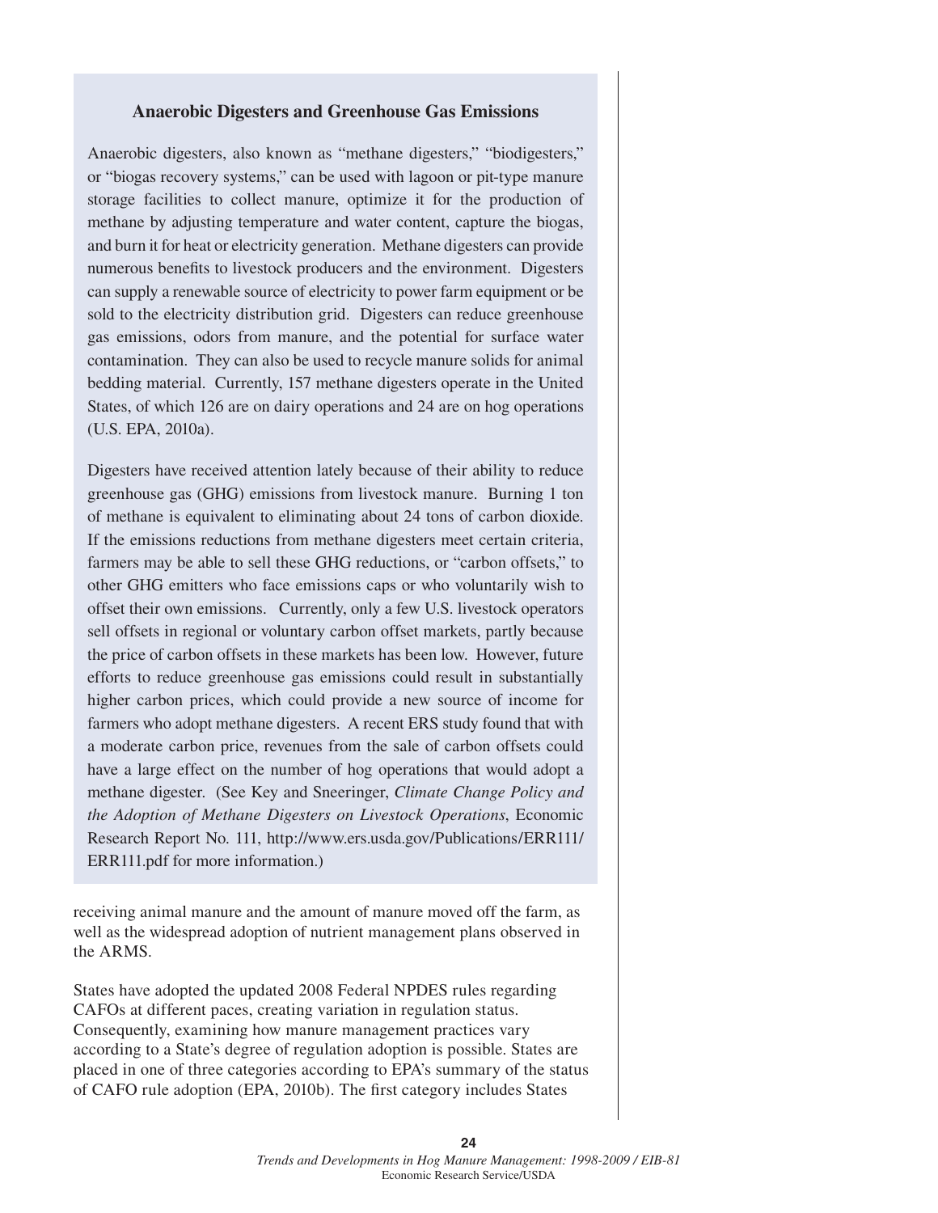### Anaerobic Digesters and Greenhouse Gas Emissions

Anaerobic digesters, also known as "methane digesters," "biodigesters," or "biogas recovery systems," can be used with lagoon or pit-type manure storage facilities to collect manure, optimize it for the production of methane by adjusting temperature and water content, capture the biogas, and burn it for heat or electricity generation. Methane digesters can provide numerous benefits to livestock producers and the environment. Digesters can supply a renewable source of electricity to power farm equipment or be sold to the electricity distribution grid. Digesters can reduce greenhouse gas emissions, odors from manure, and the potential for surface water contamination. They can also be used to recycle manure solids for animal bedding material. Currently, 157 methane digesters operate in the United States, of which 126 are on dairy operations and 24 are on hog operations (U.S. EPA, 2010a).

Digesters have received attention lately because of their ability to reduce greenhouse gas (GHG) emissions from livestock manure. Burning 1 ton of methane is equivalent to eliminating about 24 tons of carbon dioxide. If the emissions reductions from methane digesters meet certain criteria, farmers may be able to sell these GHG reductions, or "carbon offsets," to other GHG emitters who face emissions caps or who voluntarily wish to offset their own emissions. Currently, only a few U.S. livestock operators sell offsets in regional or voluntary carbon offset markets, partly because the price of carbon offsets in these markets has been low. However, future efforts to reduce greenhouse gas emissions could result in substantially higher carbon prices, which could provide a new source of income for farmers who adopt methane digesters. A recent ERS study found that with a moderate carbon price, revenues from the sale of carbon offsets could have a large effect on the number of hog operations that would adopt a methane digester. (See Key and Sneeringer, *Climate Change Policy and the Adoption of Methane Digesters on Livestock Operations*, Economic Research Report No. 111, http://www.ers.usda.gov/Publications/ERR111/ERR111.pdf for more information.)

receiving animal manure and the amount of manure moved off the farm, as well as the widespread adoption of nutrient management plans observed in the ARMS.

States have adopted the updated 2008 Federal NPDES rules regarding CAFOs at different paces, creating variation in regulation status. Consequently, examining how manure management practices vary according to a State's degree of regulation adoption is possible. States are placed in one of three categories according to EPA's summary of the status of CAFO rule adoption (EPA, 2010b). The first category includes States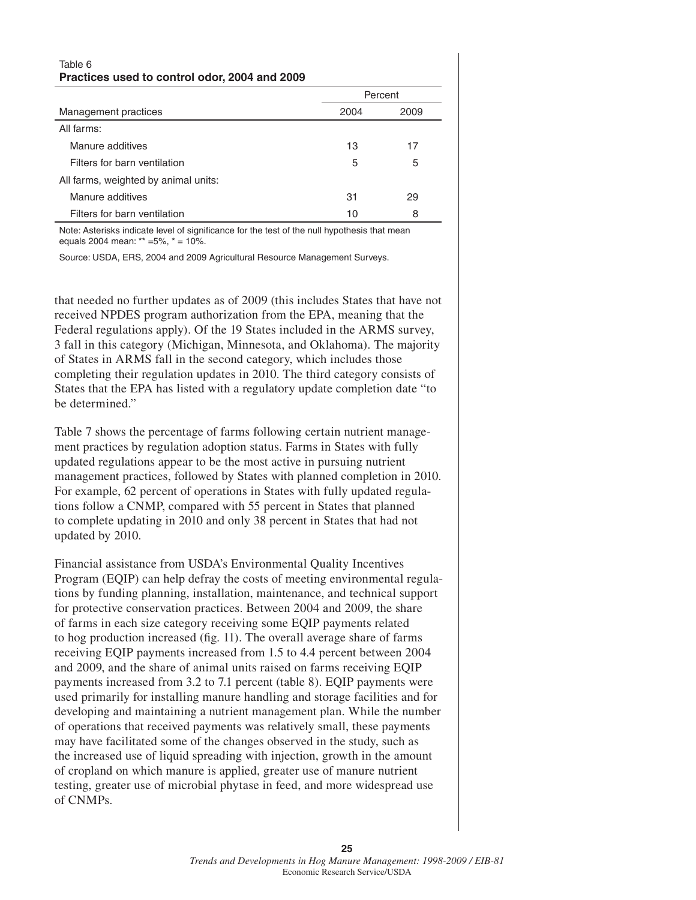Table 6
**Practices used to control odor, 2004 and 2009**

| Management practices | Percent | |
|---|---|---|
| | 2004 | 2009 |
| All farms: | | |
| Manure additives | 13 | 17 |
| Filters for barn ventilation | 5 | 5 |
| All farms, weighted by animal units: | | |
| Manure additives | 31 | 29 |
| Filters for barn ventilation | 10 | 8 |

Note: Asterisks indicate level of significance for the test of the null hypothesis that mean equals 2004 mean: ** =5%, * = 10%.

Source: USDA, ERS, 2004 and 2009 Agricultural Resource Management Surveys.

that needed no further updates as of 2009 (this includes States that have not received NPDES program authorization from the EPA, meaning that the Federal regulations apply). Of the 19 States included in the ARMS survey, 3 fall in this category (Michigan, Minnesota, and Oklahoma). The majority of States in ARMS fall in the second category, which includes those completing their regulation updates in 2010. The third category consists of States that the EPA has listed with a regulatory update completion date "to be determined."

Table 7 shows the percentage of farms following certain nutrient management practices by regulation adoption status. Farms in States with fully updated regulations appear to be the most active in pursuing nutrient management practices, followed by States with planned completion in 2010. For example, 62 percent of operations in States with fully updated regulations follow a CNMP, compared with 55 percent in States that planned to complete updating in 2010 and only 38 percent in States that had not updated by 2010.

Financial assistance from USDA's Environmental Quality Incentives Program (EQIP) can help defray the costs of meeting environmental regulations by funding planning, installation, maintenance, and technical support for protective conservation practices. Between 2004 and 2009, the share of farms in each size category receiving some EQIP payments related to hog production increased (fig. 11). The overall average share of farms receiving EQIP payments increased from 1.5 to 4.4 percent between 2004 and 2009, and the share of animal units raised on farms receiving EQIP payments increased from 3.2 to 7.1 percent (table 8). EQIP payments were used primarily for installing manure handling and storage facilities and for developing and maintaining a nutrient management plan. While the number of operations that received payments was relatively small, these payments may have facilitated some of the changes observed in the study, such as the increased use of liquid spreading with injection, growth in the amount of cropland on which manure is applied, greater use of manure nutrient testing, greater use of microbial phytase in feed, and more widespread use of CNMPs.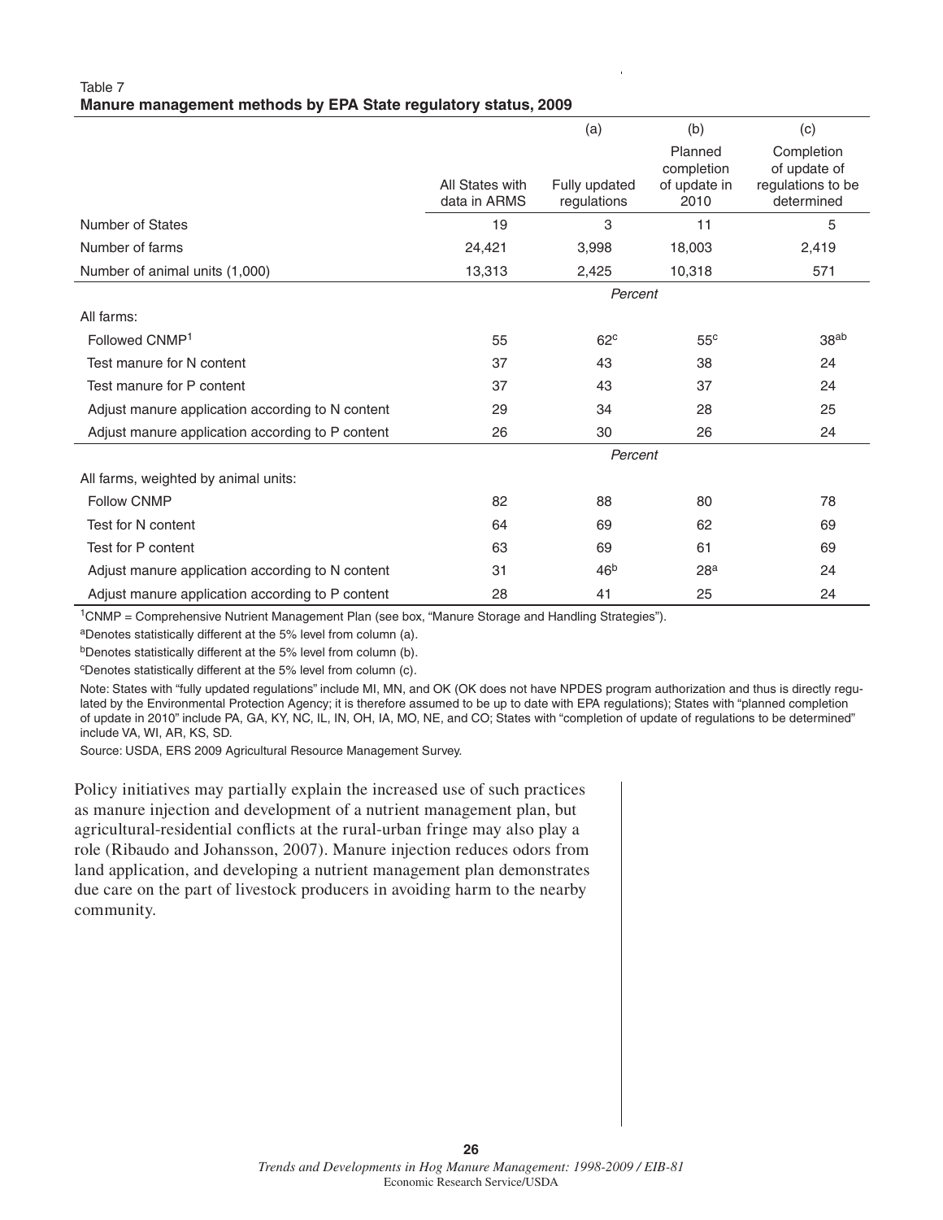Table 7
**Manure management methods by EPA State regulatory status, 2009**

| | All States with data in ARMS | (a) Fully updated regulations | (b) Planned completion of update in 2010 | (c) Completion of update of regulations to be determined |
|---|---|---|---|---|
| Number of States | 19 | 3 | 11 | 5 |
| Number of farms | 24,421 | 3,998 | 18,003 | 2,419 |
| Number of animal units (1,000) | 13,313 | 2,425 | 10,318 | 571 |
| | | *Percent* | | |
| All farms: | | | | |
| Followed CNMP[1] | 55 | 62[c] | 55[c] | 38[ab] |
| Test manure for N content | 37 | 43 | 38 | 24 |
| Test manure for P content | 37 | 43 | 37 | 24 |
| Adjust manure application according to N content | 29 | 34 | 28 | 25 |
| Adjust manure application according to P content | 26 | 30 | 26 | 24 |
| | | *Percent* | | |
| All farms, weighted by animal units: | | | | |
| Follow CNMP | 82 | 88 | 80 | 78 |
| Test for N content | 64 | 69 | 62 | 69 |
| Test for P content | 63 | 69 | 61 | 69 |
| Adjust manure application according to N content | 31 | 46[b] | 28[a] | 24 |
| Adjust manure application according to P content | 28 | 41 | 25 | 24 |

[1]CNMP = Comprehensive Nutrient Management Plan (see box, "Manure Storage and Handling Strategies").

[a]Denotes statistically different at the 5% level from column (a).

[b]Denotes statistically different at the 5% level from column (b).

[c]Denotes statistically different at the 5% level from column (c).

Note: States with "fully updated regulations" include MI, MN, and OK (OK does not have NPDES program authorization and thus is directly regulated by the Environmental Protection Agency; it is therefore assumed to be up to date with EPA regulations); States with "planned completion of update in 2010" include PA, GA, KY, NC, IL, IN, OH, IA, MO, NE, and CO; States with "completion of update of regulations to be determined" include VA, WI, AR, KS, SD.

Source: USDA, ERS 2009 Agricultural Resource Management Survey.

Policy initiatives may partially explain the increased use of such practices as manure injection and development of a nutrient management plan, but agricultural-residential conflicts at the rural-urban fringe may also play a role (Ribaudo and Johansson, 2007). Manure injection reduces odors from land application, and developing a nutrient management plan demonstrates due care on the part of livestock producers in avoiding harm to the nearby community.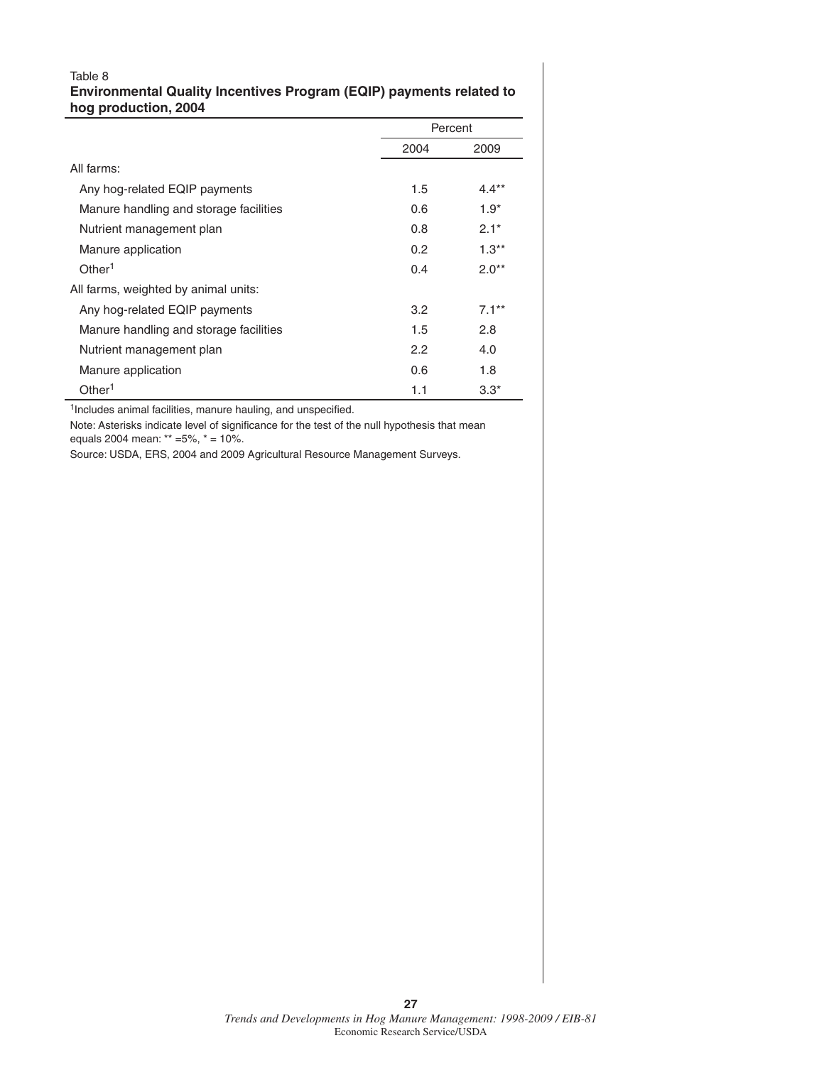Table 8

**Environmental Quality Incentives Program (EQIP) payments related to hog production, 2004**

| | Percent | |
|---|---|---|
| | 2004 | 2009 |
| All farms: | | |
| Any hog-related EQIP payments | 1.5 | 4.4** |
| Manure handling and storage facilities | 0.6 | 1.9* |
| Nutrient management plan | 0.8 | 2.1* |
| Manure application | 0.2 | 1.3** |
| Other[1] | 0.4 | 2.0** |
| All farms, weighted by animal units: | | |
| Any hog-related EQIP payments | 3.2 | 7.1** |
| Manure handling and storage facilities | 1.5 | 2.8 |
| Nutrient management plan | 2.2 | 4.0 |
| Manure application | 0.6 | 1.8 |
| Other[1] | 1.1 | 3.3* |

[1]Includes animal facilities, manure hauling, and unspecified.

Note: Asterisks indicate level of significance for the test of the null hypothesis that mean equals 2004 mean: ** =5%, * = 10%.

Source: USDA, ERS, 2004 and 2009 Agricultural Resource Management Surveys.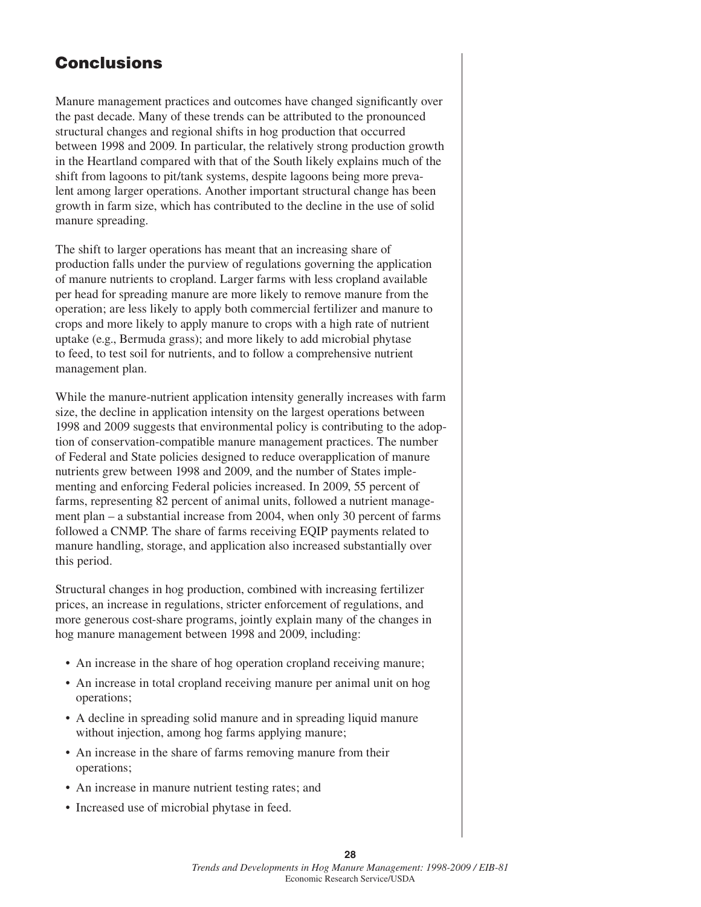# Conclusions

Manure management practices and outcomes have changed significantly over the past decade. Many of these trends can be attributed to the pronounced structural changes and regional shifts in hog production that occurred between 1998 and 2009. In particular, the relatively strong production growth in the Heartland compared with that of the South likely explains much of the shift from lagoons to pit/tank systems, despite lagoons being more prevalent among larger operations. Another important structural change has been growth in farm size, which has contributed to the decline in the use of solid manure spreading.

The shift to larger operations has meant that an increasing share of production falls under the purview of regulations governing the application of manure nutrients to cropland. Larger farms with less cropland available per head for spreading manure are more likely to remove manure from the operation; are less likely to apply both commercial fertilizer and manure to crops and more likely to apply manure to crops with a high rate of nutrient uptake (e.g., Bermuda grass); and more likely to add microbial phytase to feed, to test soil for nutrients, and to follow a comprehensive nutrient management plan.

While the manure-nutrient application intensity generally increases with farm size, the decline in application intensity on the largest operations between 1998 and 2009 suggests that environmental policy is contributing to the adoption of conservation-compatible manure management practices. The number of Federal and State policies designed to reduce overapplication of manure nutrients grew between 1998 and 2009, and the number of States implementing and enforcing Federal policies increased. In 2009, 55 percent of farms, representing 82 percent of animal units, followed a nutrient management plan – a substantial increase from 2004, when only 30 percent of farms followed a CNMP. The share of farms receiving EQIP payments related to manure handling, storage, and application also increased substantially over this period.

Structural changes in hog production, combined with increasing fertilizer prices, an increase in regulations, stricter enforcement of regulations, and more generous cost-share programs, jointly explain many of the changes in hog manure management between 1998 and 2009, including:

- An increase in the share of hog operation cropland receiving manure;
- An increase in total cropland receiving manure per animal unit on hog operations;
- A decline in spreading solid manure and in spreading liquid manure without injection, among hog farms applying manure;
- An increase in the share of farms removing manure from their operations;
- An increase in manure nutrient testing rates; and
- Increased use of microbial phytase in feed.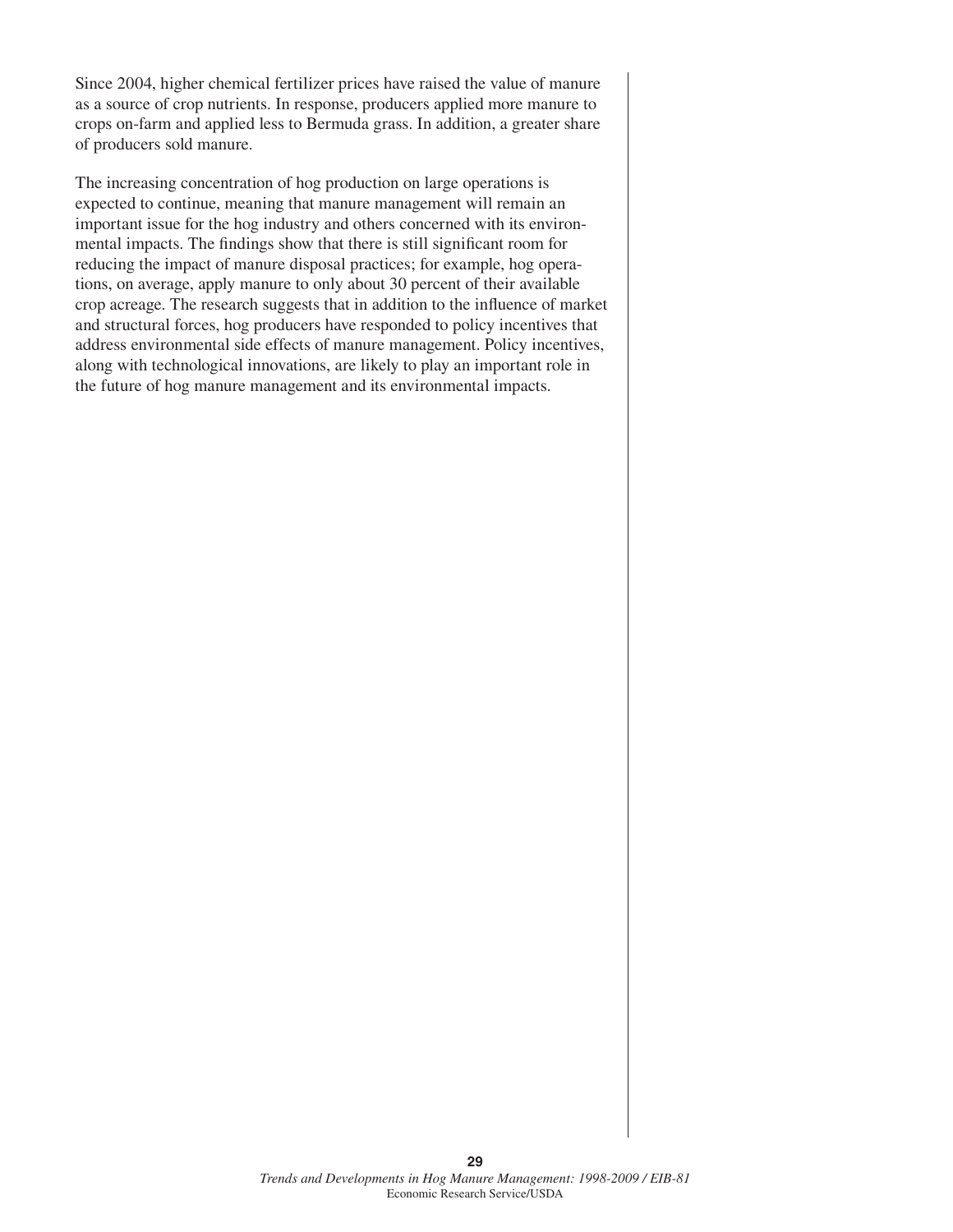Since 2004, higher chemical fertilizer prices have raised the value of manure as a source of crop nutrients. In response, producers applied more manure to crops on-farm and applied less to Bermuda grass. In addition, a greater share of producers sold manure.

The increasing concentration of hog production on large operations is expected to continue, meaning that manure management will remain an important issue for the hog industry and others concerned with its environmental impacts. The findings show that there is still significant room for reducing the impact of manure disposal practices; for example, hog operations, on average, apply manure to only about 30 percent of their available crop acreage. The research suggests that in addition to the influence of market and structural forces, hog producers have responded to policy incentives that address environmental side effects of manure management. Policy incentives, along with technological innovations, are likely to play an important role in the future of hog manure management and its environmental impacts.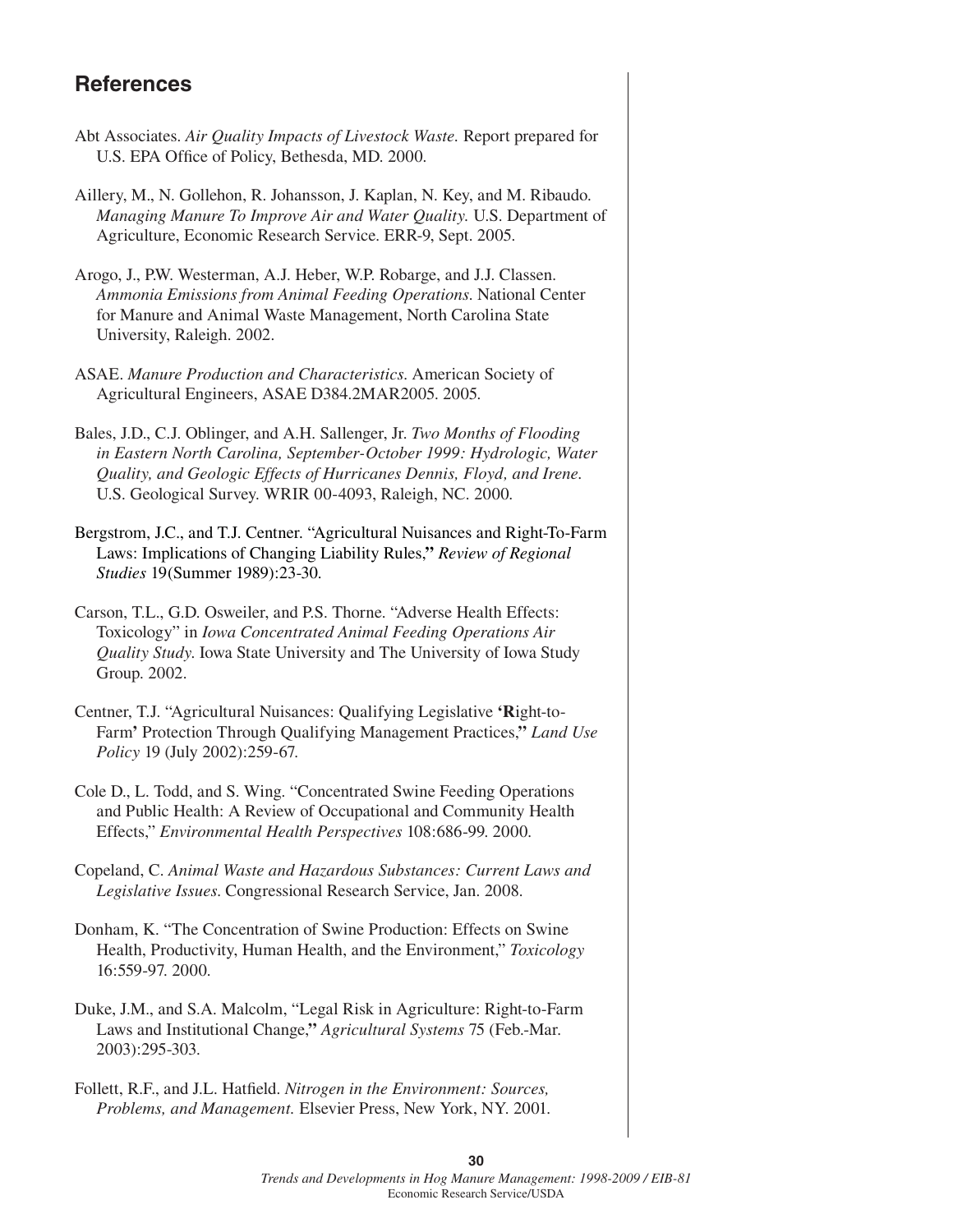## References

Abt Associates. *Air Quality Impacts of Livestock Waste.* Report prepared for U.S. EPA Office of Policy, Bethesda, MD. 2000.

Aillery, M., N. Gollehon, R. Johansson, J. Kaplan, N. Key, and M. Ribaudo. *Managing Manure To Improve Air and Water Quality.* U.S. Department of Agriculture, Economic Research Service. ERR-9, Sept. 2005.

Arogo, J., P.W. Westerman, A.J. Heber, W.P. Robarge, and J.J. Classen. *Ammonia Emissions from Animal Feeding Operations.* National Center for Manure and Animal Waste Management, North Carolina State University, Raleigh. 2002.

ASAE. *Manure Production and Characteristics.* American Society of Agricultural Engineers, ASAE D384.2MAR2005. 2005.

Bales, J.D., C.J. Oblinger, and A.H. Sallenger, Jr. *Two Months of Flooding in Eastern North Carolina, September-October 1999: Hydrologic, Water Quality, and Geologic Effects of Hurricanes Dennis, Floyd, and Irene.* U.S. Geological Survey. WRIR 00-4093, Raleigh, NC. 2000.

Bergstrom, J.C., and T.J. Centner. "Agricultural Nuisances and Right-To-Farm Laws: Implications of Changing Liability Rules," *Review of Regional Studies* 19(Summer 1989):23-30.

Carson, T.L., G.D. Osweiler, and P.S. Thorne. "Adverse Health Effects: Toxicology" in *Iowa Concentrated Animal Feeding Operations Air Quality Study.* Iowa State University and The University of Iowa Study Group. 2002.

Centner, T.J. "Agricultural Nuisances: Qualifying Legislative '**R**ight-to-Farm' Protection Through Qualifying Management Practices," *Land Use Policy* 19 (July 2002):259-67.

Cole D., L. Todd, and S. Wing. "Concentrated Swine Feeding Operations and Public Health: A Review of Occupational and Community Health Effects," *Environmental Health Perspectives* 108:686-99. 2000.

Copeland, C. *Animal Waste and Hazardous Substances: Current Laws and Legislative Issues.* Congressional Research Service, Jan. 2008.

Donham, K. "The Concentration of Swine Production: Effects on Swine Health, Productivity, Human Health, and the Environment," *Toxicology* 16:559-97. 2000.

Duke, J.M., and S.A. Malcolm, "Legal Risk in Agriculture: Right-to-Farm Laws and Institutional Change," *Agricultural Systems* 75 (Feb.-Mar. 2003):295-303.

Follett, R.F., and J.L. Hatfield. *Nitrogen in the Environment: Sources, Problems, and Management.* Elsevier Press, New York, NY. 2001.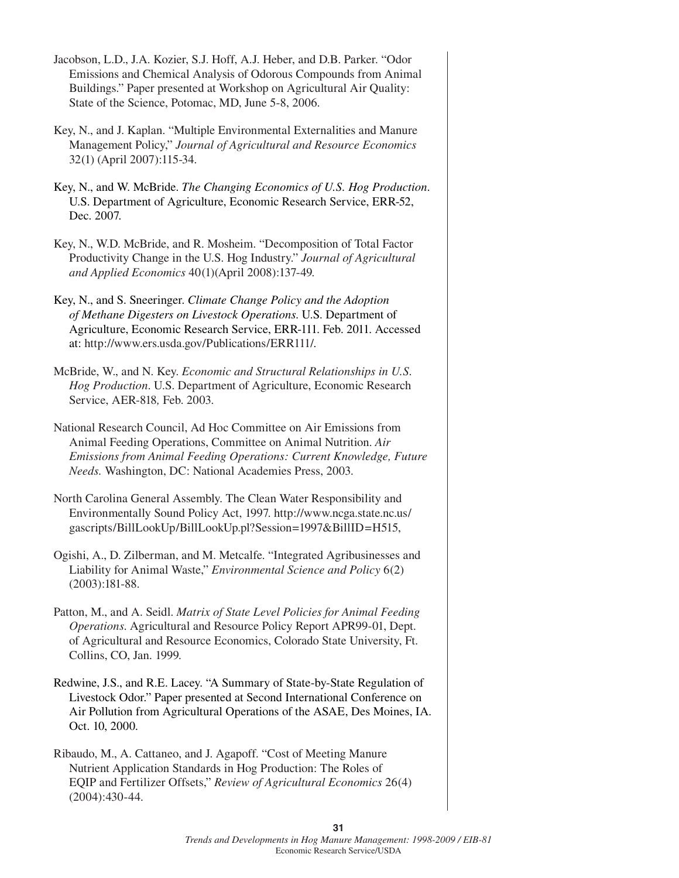Jacobson, L.D., J.A. Kozier, S.J. Hoff, A.J. Heber, and D.B. Parker. "Odor Emissions and Chemical Analysis of Odorous Compounds from Animal Buildings." Paper presented at Workshop on Agricultural Air Quality: State of the Science, Potomac, MD, June 5-8, 2006.

Key, N., and J. Kaplan. "Multiple Environmental Externalities and Manure Management Policy," *Journal of Agricultural and Resource Economics* 32(1) (April 2007):115-34.

Key, N., and W. McBride. *The Changing Economics of U.S. Hog Production*. U.S. Department of Agriculture, Economic Research Service, ERR-52, Dec. 2007.

Key, N., W.D. McBride, and R. Mosheim. "Decomposition of Total Factor Productivity Change in the U.S. Hog Industry." *Journal of Agricultural and Applied Economics* 40(1)(April 2008):137-49.

Key, N., and S. Sneeringer. *Climate Change Policy and the Adoption of Methane Digesters on Livestock Operations*. U.S. Department of Agriculture, Economic Research Service, ERR-111. Feb. 2011. Accessed at: http://www.ers.usda.gov/Publications/ERR111/.

McBride, W., and N. Key. *Economic and Structural Relationships in U.S. Hog Production*. U.S. Department of Agriculture, Economic Research Service, AER-818*,* Feb. 2003.

National Research Council, Ad Hoc Committee on Air Emissions from Animal Feeding Operations, Committee on Animal Nutrition. *Air Emissions from Animal Feeding Operations: Current Knowledge, Future Needs.* Washington, DC: National Academies Press, 2003.

North Carolina General Assembly. The Clean Water Responsibility and Environmentally Sound Policy Act, 1997. http://www.ncga.state.nc.us/gascripts/BillLookUp/BillLookUp.pl?Session=1997&BillID=H515,

Ogishi, A., D. Zilberman, and M. Metcalfe. "Integrated Agribusinesses and Liability for Animal Waste," *Environmental Science and Policy* 6(2) (2003):181-88.

Patton, M., and A. Seidl. *Matrix of State Level Policies for Animal Feeding Operations*. Agricultural and Resource Policy Report APR99-01, Dept. of Agricultural and Resource Economics, Colorado State University, Ft. Collins, CO, Jan. 1999.

Redwine, J.S., and R.E. Lacey. "A Summary of State-by-State Regulation of Livestock Odor." Paper presented at Second International Conference on Air Pollution from Agricultural Operations of the ASAE, Des Moines, IA. Oct. 10, 2000.

Ribaudo, M., A. Cattaneo, and J. Agapoff. "Cost of Meeting Manure Nutrient Application Standards in Hog Production: The Roles of EQIP and Fertilizer Offsets," *Review of Agricultural Economics* 26(4) (2004):430-44.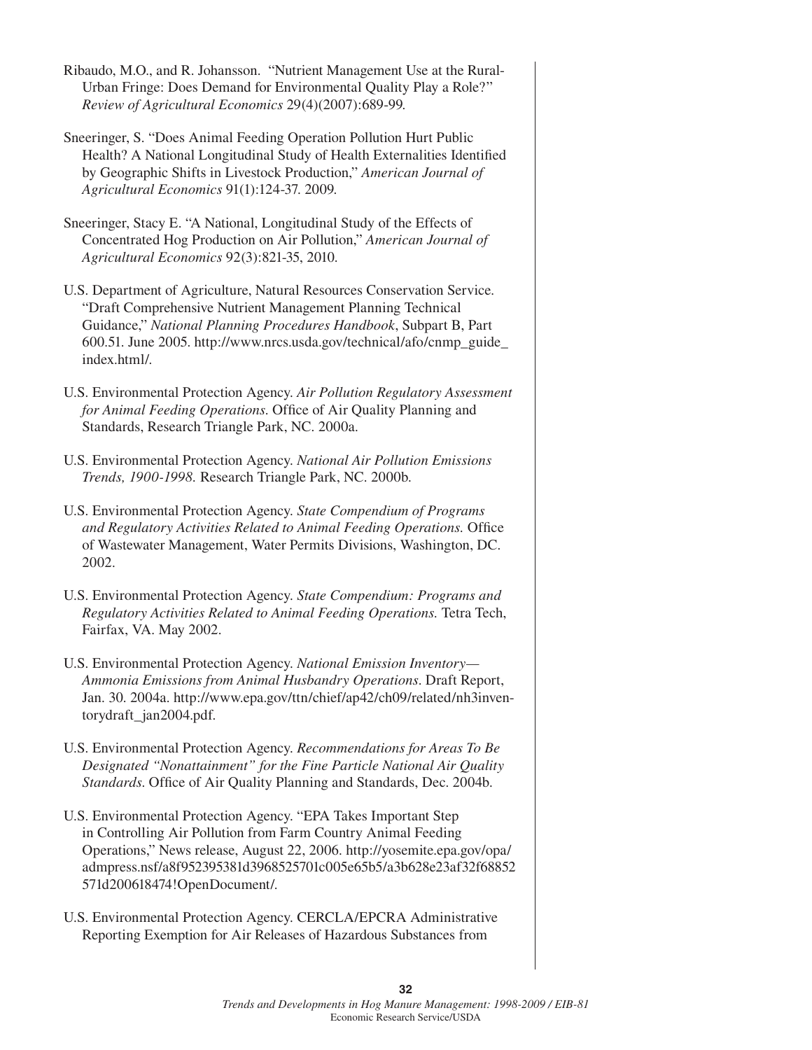Ribaudo, M.O., and R. Johansson. "Nutrient Management Use at the Rural-Urban Fringe: Does Demand for Environmental Quality Play a Role?" *Review of Agricultural Economics* 29(4)(2007):689-99.

Sneeringer, S. "Does Animal Feeding Operation Pollution Hurt Public Health? A National Longitudinal Study of Health Externalities Identified by Geographic Shifts in Livestock Production," *American Journal of Agricultural Economics* 91(1):124-37. 2009.

Sneeringer, Stacy E. "A National, Longitudinal Study of the Effects of Concentrated Hog Production on Air Pollution," *American Journal of Agricultural Economics* 92(3):821-35, 2010.

U.S. Department of Agriculture, Natural Resources Conservation Service. "Draft Comprehensive Nutrient Management Planning Technical Guidance," *National Planning Procedures Handbook*, Subpart B, Part 600.51. June 2005. http://www.nrcs.usda.gov/technical/afo/cnmp_guide_index.html/.

U.S. Environmental Protection Agency. *Air Pollution Regulatory Assessment for Animal Feeding Operations.* Office of Air Quality Planning and Standards, Research Triangle Park, NC. 2000a.

U.S. Environmental Protection Agency. *National Air Pollution Emissions Trends, 1900-1998.* Research Triangle Park, NC. 2000b.

U.S. Environmental Protection Agency. *State Compendium of Programs and Regulatory Activities Related to Animal Feeding Operations.* Office of Wastewater Management, Water Permits Divisions, Washington, DC. 2002.

U.S. Environmental Protection Agency. *State Compendium: Programs and Regulatory Activities Related to Animal Feeding Operations.* Tetra Tech, Fairfax, VA. May 2002.

U.S. Environmental Protection Agency. *National Emission Inventory—Ammonia Emissions from Animal Husbandry Operations*. Draft Report, Jan. 30. 2004a. http://www.epa.gov/ttn/chief/ap42/ch09/related/nh3inventorydraft_jan2004.pdf.

U.S. Environmental Protection Agency. *Recommendations for Areas To Be Designated "Nonattainment" for the Fine Particle National Air Quality Standards.* Office of Air Quality Planning and Standards, Dec. 2004b.

U.S. Environmental Protection Agency. "EPA Takes Important Step in Controlling Air Pollution from Farm Country Animal Feeding Operations," News release, August 22, 2006. http://yosemite.epa.gov/opa/admpress.nsf/a8f952395381d3968525701c005e65b5/a3b628e23af32f68852571d200618474!OpenDocument/.

U.S. Environmental Protection Agency. CERCLA/EPCRA Administrative Reporting Exemption for Air Releases of Hazardous Substances from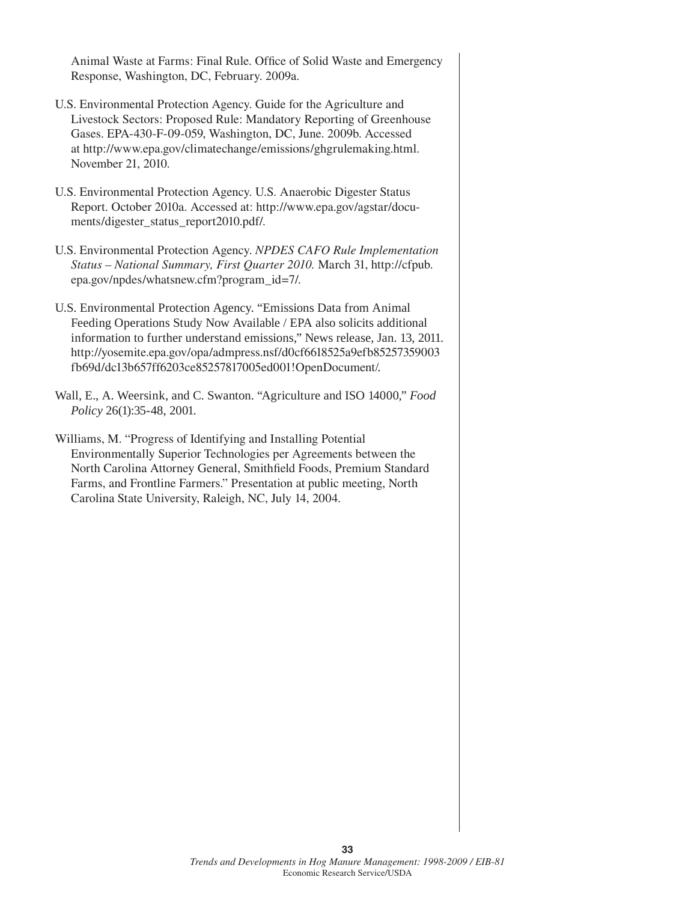Animal Waste at Farms: Final Rule. Office of Solid Waste and Emergency Response, Washington, DC, February. 2009a.

U.S. Environmental Protection Agency. Guide for the Agriculture and Livestock Sectors: Proposed Rule: Mandatory Reporting of Greenhouse Gases. EPA-430-F-09-059, Washington, DC, June. 2009b. Accessed at http://www.epa.gov/climatechange/emissions/ghgrulemaking.html. November 21, 2010.

U.S. Environmental Protection Agency. U.S. Anaerobic Digester Status Report. October 2010a. Accessed at: http://www.epa.gov/agstar/documents/digester_status_report2010.pdf/.

U.S. Environmental Protection Agency. *NPDES CAFO Rule Implementation Status – National Summary, First Quarter 2010.* March 31, http://cfpub.epa.gov/npdes/whatsnew.cfm?program_id=7/.

U.S. Environmental Protection Agency. "Emissions Data from Animal Feeding Operations Study Now Available / EPA also solicits additional information to further understand emissions," News release, Jan. 13, 2011. http://yosemite.epa.gov/opa/admpress.nsf/d0cf6618525a9efb85257359003fb69d/dc13b657ff6203ce85257817005ed001!OpenDocument/.

Wall, E., A. Weersink, and C. Swanton. "Agriculture and ISO 14000," *Food Policy* 26(1):35-48, 2001.

Williams, M. "Progress of Identifying and Installing Potential Environmentally Superior Technologies per Agreements between the North Carolina Attorney General, Smithfield Foods, Premium Standard Farms, and Frontline Farmers." Presentation at public meeting, North Carolina State University, Raleigh, NC, July 14, 2004.